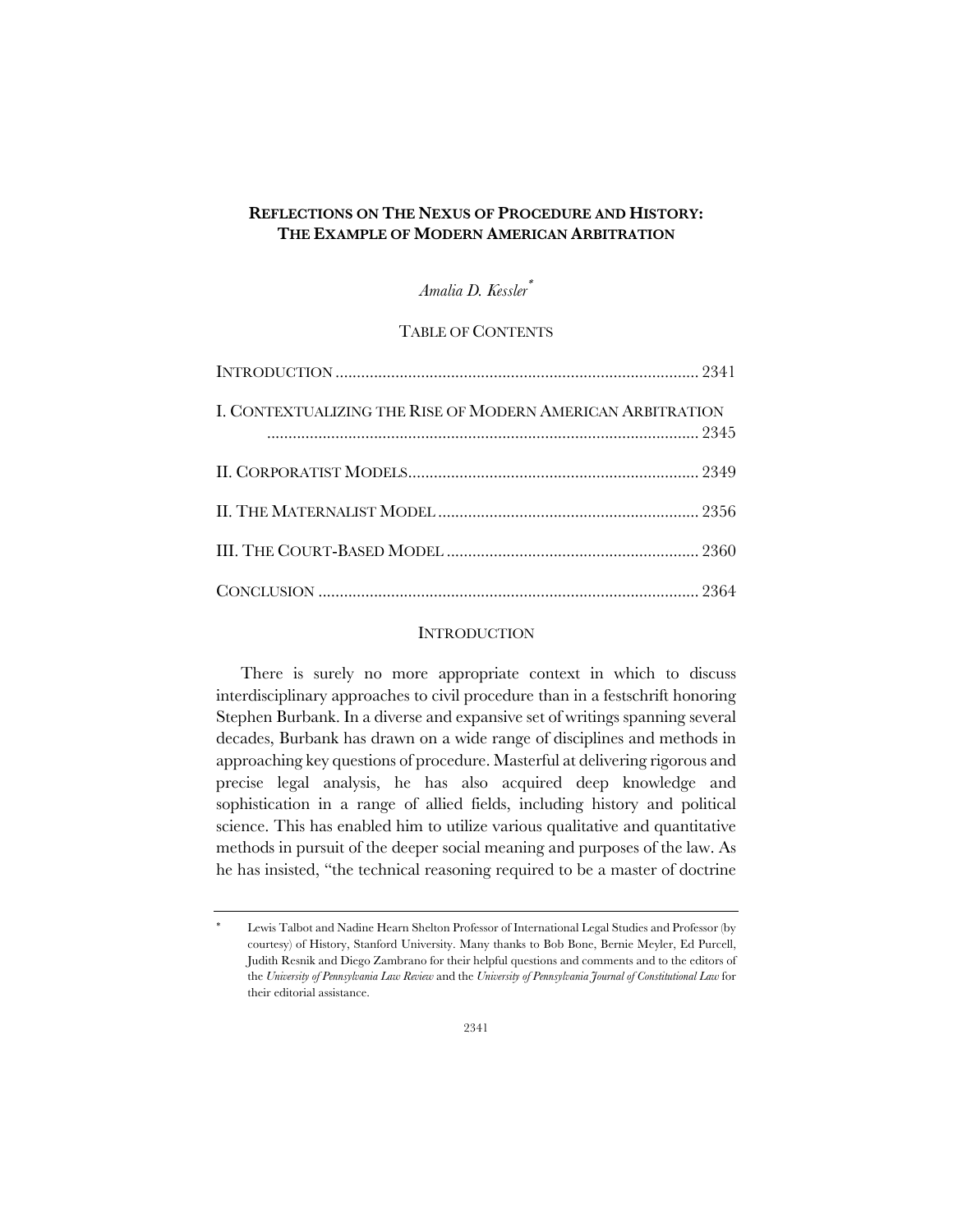# REFLECTIONS ON THE NEXUS OF PROCEDURE AND HISTORY: THE EXAMPLE OF MODERN AMERICAN ARBITRATION

*Amalia D. Kessler*[*]

TABLE OF CONTENTS

INTRODUCTION .................................................................................... 2341

I. CONTEXTUALIZING THE RISE OF MODERN AMERICAN ARBITRATION .................................................................................................... 2345

II. CORPORATIST MODELS.................................................................... 2349

II. THE MATERNALIST MODEL ............................................................ 2356

III. THE COURT-BASED MODEL .......................................................... 2360

CONCLUSION ........................................................................................ 2364

## INTRODUCTION

There is surely no more appropriate context in which to discuss interdisciplinary approaches to civil procedure than in a festschrift honoring Stephen Burbank. In a diverse and expansive set of writings spanning several decades, Burbank has drawn on a wide range of disciplines and methods in approaching key questions of procedure. Masterful at delivering rigorous and precise legal analysis, he has also acquired deep knowledge and sophistication in a range of allied fields, including history and political science. This has enabled him to utilize various qualitative and quantitative methods in pursuit of the deeper social meaning and purposes of the law. As he has insisted, "the technical reasoning required to be a master of doctrine

---

[*] Lewis Talbot and Nadine Hearn Shelton Professor of International Legal Studies and Professor (by courtesy) of History, Stanford University. Many thanks to Bob Bone, Bernie Meyler, Ed Purcell, Judith Resnik and Diego Zambrano for their helpful questions and comments and to the editors of the *University of Pennsylvania Law Review* and the *University of Pennsylvania Journal of Constitutional Law* for their editorial assistance.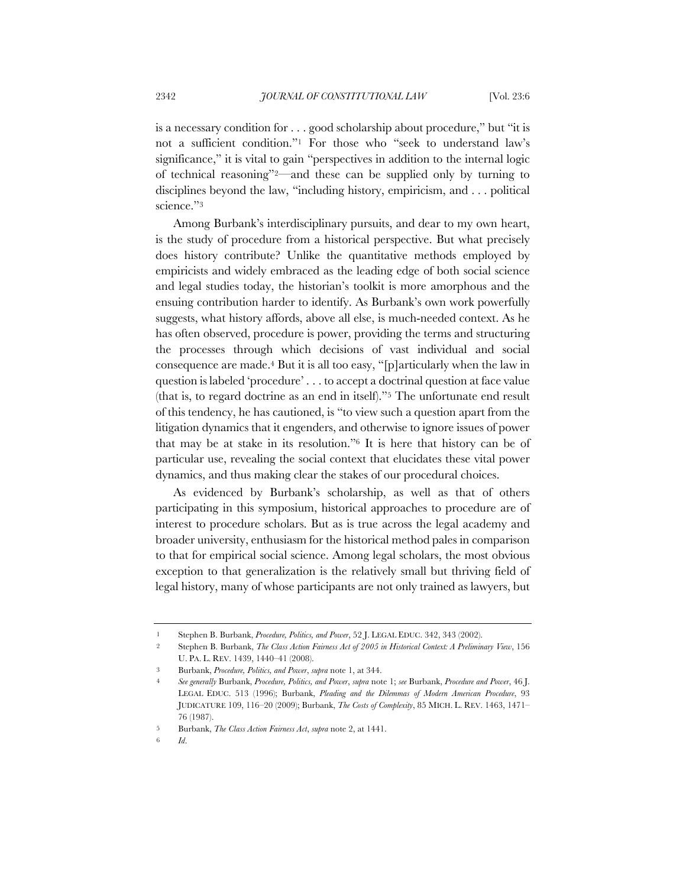is a necessary condition for . . . good scholarship about procedure," but "it is not a sufficient condition."[1] For those who "seek to understand law's significance," it is vital to gain "perspectives in addition to the internal logic of technical reasoning"[2]—and these can be supplied only by turning to disciplines beyond the law, "including history, empiricism, and . . . political science."[3]

Among Burbank's interdisciplinary pursuits, and dear to my own heart, is the study of procedure from a historical perspective. But what precisely does history contribute? Unlike the quantitative methods employed by empiricists and widely embraced as the leading edge of both social science and legal studies today, the historian's toolkit is more amorphous and the ensuing contribution harder to identify. As Burbank's own work powerfully suggests, what history affords, above all else, is much-needed context. As he has often observed, procedure is power, providing the terms and structuring the processes through which decisions of vast individual and social consequence are made.[4] But it is all too easy, "[p]articularly when the law in question is labeled 'procedure' . . . to accept a doctrinal question at face value (that is, to regard doctrine as an end in itself)."[5] The unfortunate end result of this tendency, he has cautioned, is "to view such a question apart from the litigation dynamics that it engenders, and otherwise to ignore issues of power that may be at stake in its resolution."[6] It is here that history can be of particular use, revealing the social context that elucidates these vital power dynamics, and thus making clear the stakes of our procedural choices.

As evidenced by Burbank's scholarship, as well as that of others participating in this symposium, historical approaches to procedure are of interest to procedure scholars. But as is true across the legal academy and broader university, enthusiasm for the historical method pales in comparison to that for empirical social science. Among legal scholars, the most obvious exception to that generalization is the relatively small but thriving field of legal history, many of whose participants are not only trained as lawyers, but

---

1 Stephen B. Burbank, *Procedure, Politics, and Power*, 52 J. LEGAL EDUC. 342, 343 (2002).

2 Stephen B. Burbank, *The Class Action Fairness Act of 2005 in Historical Context: A Preliminary View*, 156 U. PA. L. REV. 1439, 1440–41 (2008).

3 Burbank, *Procedure, Politics, and Power*, *supra* note 1, at 344.

4 *See generally* Burbank, *Procedure, Politics, and Power*, *supra* note 1; *see* Burbank, *Procedure and Power*, 46 J. LEGAL EDUC. 513 (1996); Burbank, *Pleading and the Dilemmas of Modern American Procedure*, 93 JUDICATURE 109, 116–20 (2009); Burbank, *The Costs of Complexity*, 85 MICH. L. REV. 1463, 1471–76 (1987).

5 Burbank, *The Class Action Fairness Act*, *supra* note 2, at 1441.

6 *Id*.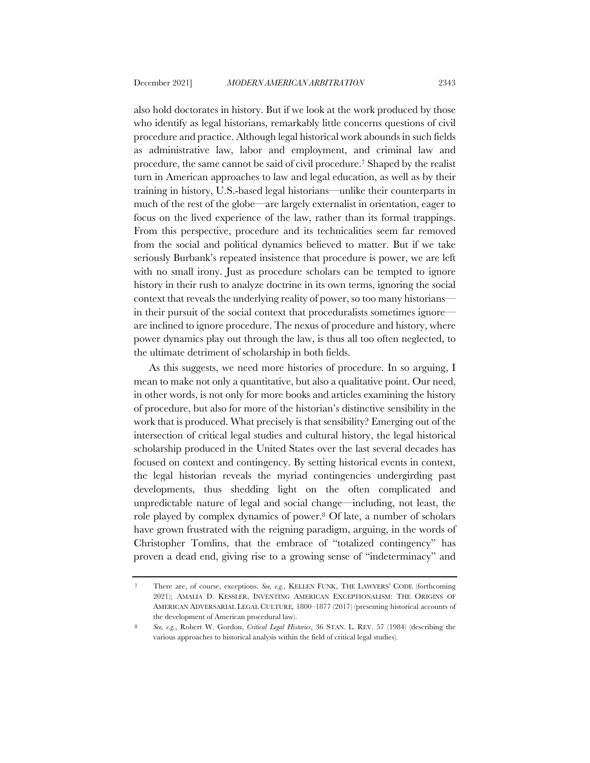also hold doctorates in history. But if we look at the work produced by those who identify as legal historians, remarkably little concerns questions of civil procedure and practice. Although legal historical work abounds in such fields as administrative law, labor and employment, and criminal law and procedure, the same cannot be said of civil procedure.[7] Shaped by the realist turn in American approaches to law and legal education, as well as by their training in history, U.S.-based legal historians—unlike their counterparts in much of the rest of the globe—are largely externalist in orientation, eager to focus on the lived experience of the law, rather than its formal trappings. From this perspective, procedure and its technicalities seem far removed from the social and political dynamics believed to matter. But if we take seriously Burbank's repeated insistence that procedure is power, we are left with no small irony. Just as procedure scholars can be tempted to ignore history in their rush to analyze doctrine in its own terms, ignoring the social context that reveals the underlying reality of power, so too many historians—in their pursuit of the social context that proceduralists sometimes ignore—are inclined to ignore procedure. The nexus of procedure and history, where power dynamics play out through the law, is thus all too often neglected, to the ultimate detriment of scholarship in both fields.

As this suggests, we need more histories of procedure. In so arguing, I mean to make not only a quantitative, but also a qualitative point. Our need, in other words, is not only for more books and articles examining the history of procedure, but also for more of the historian's distinctive sensibility in the work that is produced. What precisely is that sensibility? Emerging out of the intersection of critical legal studies and cultural history, the legal historical scholarship produced in the United States over the last several decades has focused on context and contingency. By setting historical events in context, the legal historian reveals the myriad contingencies undergirding past developments, thus shedding light on the often complicated and unpredictable nature of legal and social change—including, not least, the role played by complex dynamics of power.[8] Of late, a number of scholars have grown frustrated with the reigning paradigm, arguing, in the words of Christopher Tomlins, that the embrace of "totalized contingency" has proven a dead end, giving rise to a growing sense of "indeterminacy" and

---

[7] There are, of course, exceptions. *See, e.g.*, KELLEN FUNK, THE LAWYERS' CODE (forthcoming 2021); AMALIA D. KESSLER, INVENTING AMERICAN EXCEPTIONALISM: THE ORIGINS OF AMERICAN ADVERSARIAL LEGAL CULTURE, 1800–1877 (2017) (presenting historical accounts of the development of American procedural law).

[8] *See, e.g.*, Robert W. Gordon, *Critical Legal Histories*, 36 STAN. L. REV. 57 (1984) (describing the various approaches to historical analysis within the field of critical legal studies).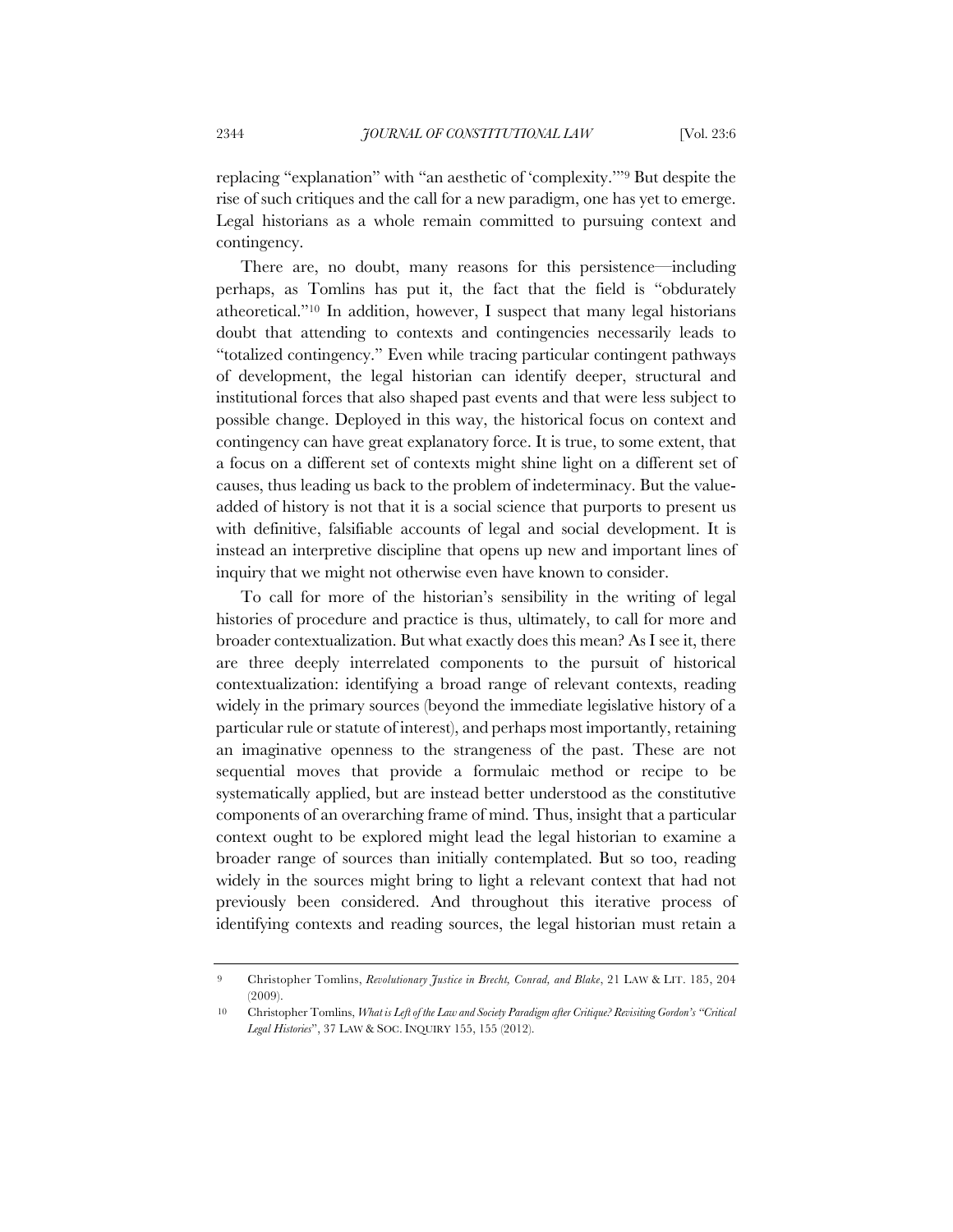replacing "explanation" with "an aesthetic of 'complexity.'"[9] But despite the rise of such critiques and the call for a new paradigm, one has yet to emerge. Legal historians as a whole remain committed to pursuing context and contingency.

There are, no doubt, many reasons for this persistence—including perhaps, as Tomlins has put it, the fact that the field is "obdurately atheoretical."[10] In addition, however, I suspect that many legal historians doubt that attending to contexts and contingencies necessarily leads to "totalized contingency." Even while tracing particular contingent pathways of development, the legal historian can identify deeper, structural and institutional forces that also shaped past events and that were less subject to possible change. Deployed in this way, the historical focus on context and contingency can have great explanatory force. It is true, to some extent, that a focus on a different set of contexts might shine light on a different set of causes, thus leading us back to the problem of indeterminacy. But the value-added of history is not that it is a social science that purports to present us with definitive, falsifiable accounts of legal and social development. It is instead an interpretive discipline that opens up new and important lines of inquiry that we might not otherwise even have known to consider.

To call for more of the historian's sensibility in the writing of legal histories of procedure and practice is thus, ultimately, to call for more and broader contextualization. But what exactly does this mean? As I see it, there are three deeply interrelated components to the pursuit of historical contextualization: identifying a broad range of relevant contexts, reading widely in the primary sources (beyond the immediate legislative history of a particular rule or statute of interest), and perhaps most importantly, retaining an imaginative openness to the strangeness of the past. These are not sequential moves that provide a formulaic method or recipe to be systematically applied, but are instead better understood as the constitutive components of an overarching frame of mind. Thus, insight that a particular context ought to be explored might lead the legal historian to examine a broader range of sources than initially contemplated. But so too, reading widely in the sources might bring to light a relevant context that had not previously been considered. And throughout this iterative process of identifying contexts and reading sources, the legal historian must retain a

---

9 Christopher Tomlins, *Revolutionary Justice in Brecht, Conrad, and Blake*, 21 LAW & LIT. 185, 204 (2009).

10 Christopher Tomlins, *What is Left of the Law and Society Paradigm after Critique? Revisiting Gordon's "Critical Legal Histories"*, 37 LAW & SOC. INQUIRY 155, 155 (2012).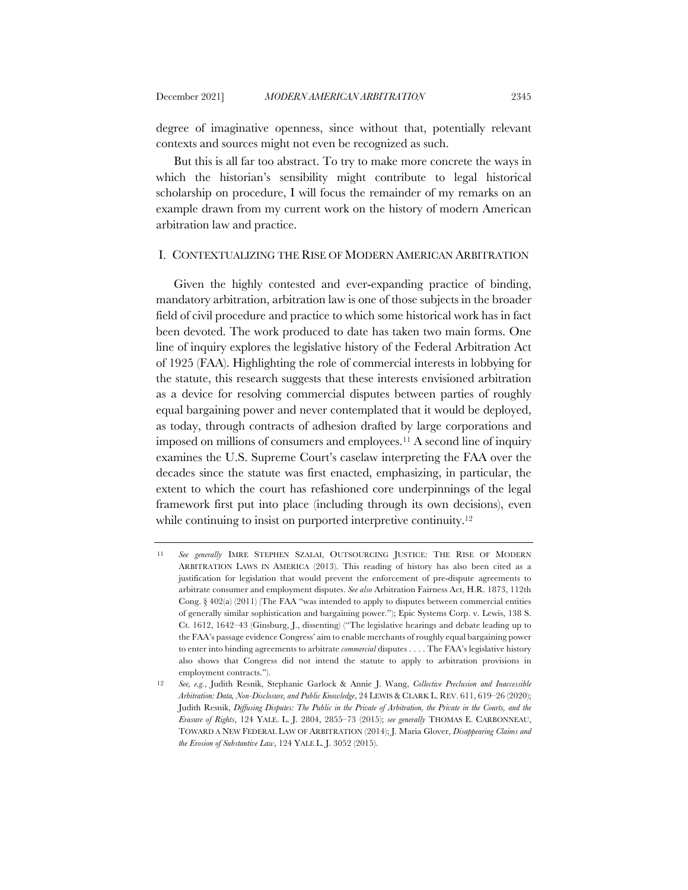degree of imaginative openness, since without that, potentially relevant contexts and sources might not even be recognized as such.

But this is all far too abstract. To try to make more concrete the ways in which the historian's sensibility might contribute to legal historical scholarship on procedure, I will focus the remainder of my remarks on an example drawn from my current work on the history of modern American arbitration law and practice.

## I. CONTEXTUALIZING THE RISE OF MODERN AMERICAN ARBITRATION

Given the highly contested and ever-expanding practice of binding, mandatory arbitration, arbitration law is one of those subjects in the broader field of civil procedure and practice to which some historical work has in fact been devoted. The work produced to date has taken two main forms. One line of inquiry explores the legislative history of the Federal Arbitration Act of 1925 (FAA). Highlighting the role of commercial interests in lobbying for the statute, this research suggests that these interests envisioned arbitration as a device for resolving commercial disputes between parties of roughly equal bargaining power and never contemplated that it would be deployed, as today, through contracts of adhesion drafted by large corporations and imposed on millions of consumers and employees.[11] A second line of inquiry examines the U.S. Supreme Court's caselaw interpreting the FAA over the decades since the statute was first enacted, emphasizing, in particular, the extent to which the court has refashioned core underpinnings of the legal framework first put into place (including through its own decisions), even while continuing to insist on purported interpretive continuity.[12]

---

11 *See generally* IMRE STEPHEN SZALAI, OUTSOURCING JUSTICE: THE RISE OF MODERN ARBITRATION LAWS IN AMERICA (2013). This reading of history has also been cited as a justification for legislation that would prevent the enforcement of pre-dispute agreements to arbitrate consumer and employment disputes. *See also* Arbitration Fairness Act, H.R. 1873, 112th Cong. § 402(a) (2011) (The FAA "was intended to apply to disputes between commercial entities of generally similar sophistication and bargaining power."); Epic Systems Corp. v. Lewis, 138 S. Ct. 1612, 1642–43 (Ginsburg, J., dissenting) ("The legislative hearings and debate leading up to the FAA's passage evidence Congress' aim to enable merchants of roughly equal bargaining power to enter into binding agreements to arbitrate *commercial* disputes . . . . The FAA's legislative history also shows that Congress did not intend the statute to apply to arbitration provisions in employment contracts.").

12 *See, e.g.*, Judith Resnik, Stephanie Garlock & Annie J. Wang, *Collective Preclusion and Inaccessible Arbitration: Data, Non-Disclosure, and Public Knowledge*, 24 LEWIS & CLARK L. REV. 611, 619–26 (2020); Judith Resnik, *Diffusing Disputes: The Public in the Private of Arbitration, the Private in the Courts, and the Erasure of Rights*, 124 YALE. L. J. 2804, 2855–73 (2015); *see generally* THOMAS E. CARBONNEAU, TOWARD A NEW FEDERAL LAW OF ARBITRATION (2014); J. Maria Glover, *Disappearing Claims and the Erosion of Substantive Law*, 124 YALE L. J. 3052 (2015).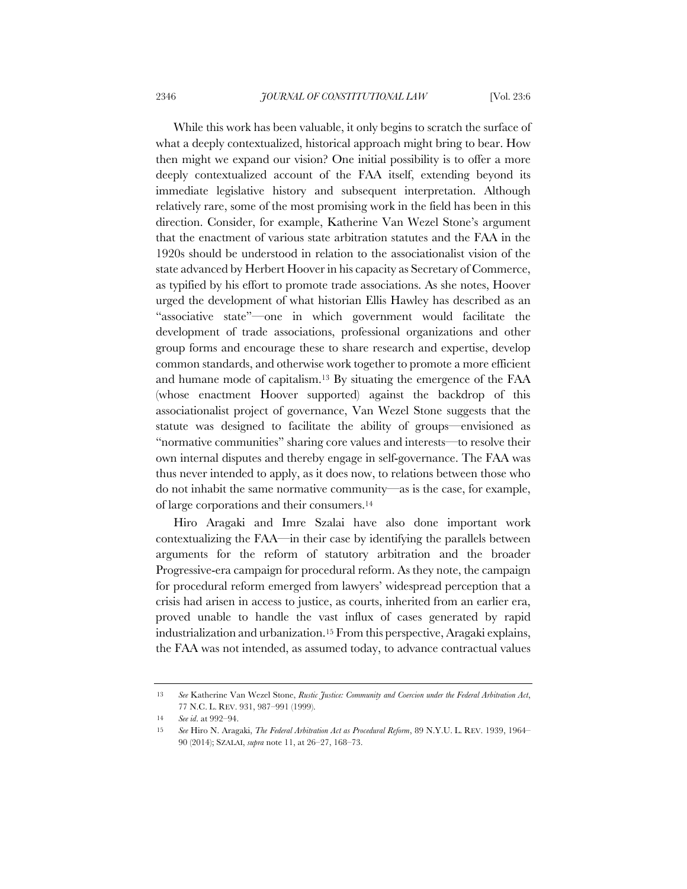While this work has been valuable, it only begins to scratch the surface of what a deeply contextualized, historical approach might bring to bear. How then might we expand our vision? One initial possibility is to offer a more deeply contextualized account of the FAA itself, extending beyond its immediate legislative history and subsequent interpretation. Although relatively rare, some of the most promising work in the field has been in this direction. Consider, for example, Katherine Van Wezel Stone's argument that the enactment of various state arbitration statutes and the FAA in the 1920s should be understood in relation to the associationalist vision of the state advanced by Herbert Hoover in his capacity as Secretary of Commerce, as typified by his effort to promote trade associations. As she notes, Hoover urged the development of what historian Ellis Hawley has described as an "associative state"—one in which government would facilitate the development of trade associations, professional organizations and other group forms and encourage these to share research and expertise, develop common standards, and otherwise work together to promote a more efficient and humane mode of capitalism.[13] By situating the emergence of the FAA (whose enactment Hoover supported) against the backdrop of this associationalist project of governance, Van Wezel Stone suggests that the statute was designed to facilitate the ability of groups—envisioned as "normative communities" sharing core values and interests—to resolve their own internal disputes and thereby engage in self-governance. The FAA was thus never intended to apply, as it does now, to relations between those who do not inhabit the same normative community—as is the case, for example, of large corporations and their consumers.[14]

Hiro Aragaki and Imre Szalai have also done important work contextualizing the FAA—in their case by identifying the parallels between arguments for the reform of statutory arbitration and the broader Progressive-era campaign for procedural reform. As they note, the campaign for procedural reform emerged from lawyers' widespread perception that a crisis had arisen in access to justice, as courts, inherited from an earlier era, proved unable to handle the vast influx of cases generated by rapid industrialization and urbanization.[15] From this perspective, Aragaki explains, the FAA was not intended, as assumed today, to advance contractual values

---

13 *See* Katherine Van Wezel Stone, *Rustic Justice: Community and Coercion under the Federal Arbitration Act*, 77 N.C. L. REV. 931, 987–991 (1999).

14 *See id*. at 992–94.

15 *See* Hiro N. Aragaki, *The Federal Arbitration Act as Procedural Reform*, 89 N.Y.U. L. REV. 1939, 1964–90 (2014); SZALAI, *supra* note 11, at 26–27, 168–73.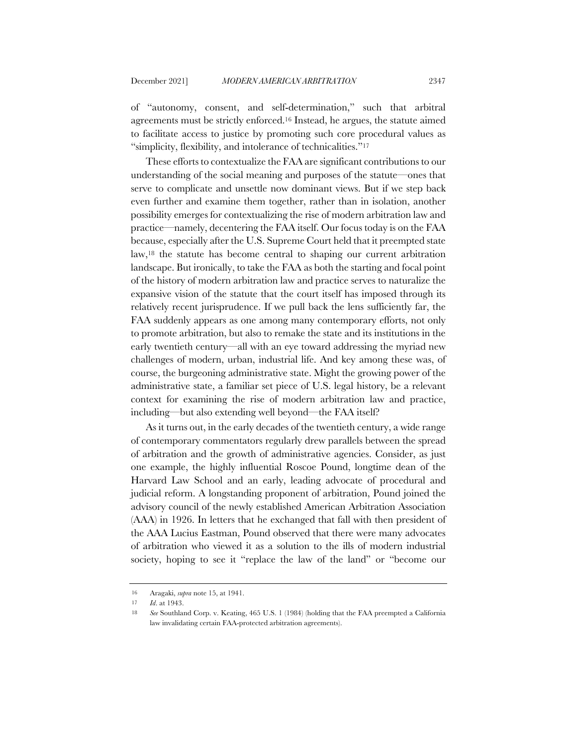of "autonomy, consent, and self-determination," such that arbitral agreements must be strictly enforced.[16] Instead, he argues, the statute aimed to facilitate access to justice by promoting such core procedural values as "simplicity, flexibility, and intolerance of technicalities."[17]

These efforts to contextualize the FAA are significant contributions to our understanding of the social meaning and purposes of the statute—ones that serve to complicate and unsettle now dominant views. But if we step back even further and examine them together, rather than in isolation, another possibility emerges for contextualizing the rise of modern arbitration law and practice—namely, decentering the FAA itself. Our focus today is on the FAA because, especially after the U.S. Supreme Court held that it preempted state law,[18] the statute has become central to shaping our current arbitration landscape. But ironically, to take the FAA as both the starting and focal point of the history of modern arbitration law and practice serves to naturalize the expansive vision of the statute that the court itself has imposed through its relatively recent jurisprudence. If we pull back the lens sufficiently far, the FAA suddenly appears as one among many contemporary efforts, not only to promote arbitration, but also to remake the state and its institutions in the early twentieth century—all with an eye toward addressing the myriad new challenges of modern, urban, industrial life. And key among these was, of course, the burgeoning administrative state. Might the growing power of the administrative state, a familiar set piece of U.S. legal history, be a relevant context for examining the rise of modern arbitration law and practice, including—but also extending well beyond—the FAA itself?

As it turns out, in the early decades of the twentieth century, a wide range of contemporary commentators regularly drew parallels between the spread of arbitration and the growth of administrative agencies. Consider, as just one example, the highly influential Roscoe Pound, longtime dean of the Harvard Law School and an early, leading advocate of procedural and judicial reform. A longstanding proponent of arbitration, Pound joined the advisory council of the newly established American Arbitration Association (AAA) in 1926. In letters that he exchanged that fall with then president of the AAA Lucius Eastman, Pound observed that there were many advocates of arbitration who viewed it as a solution to the ills of modern industrial society, hoping to see it "replace the law of the land" or "become our

---

16 Aragaki, *supra* note 15, at 1941.

17 *Id.* at 1943.

18 *See* Southland Corp. v. Keating, 465 U.S. 1 (1984) (holding that the FAA preempted a California law invalidating certain FAA-protected arbitration agreements).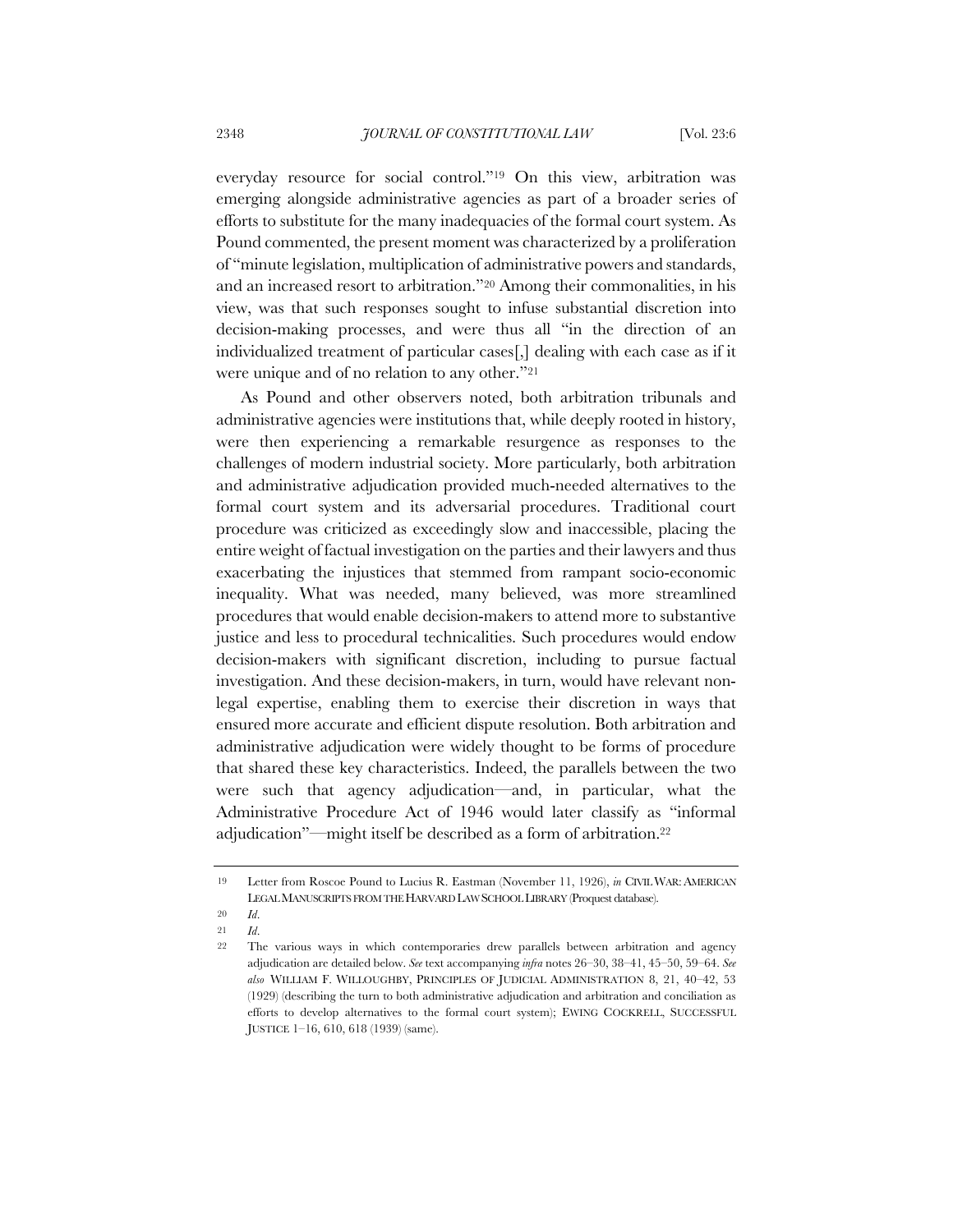everyday resource for social control."[19] On this view, arbitration was emerging alongside administrative agencies as part of a broader series of efforts to substitute for the many inadequacies of the formal court system. As Pound commented, the present moment was characterized by a proliferation of "minute legislation, multiplication of administrative powers and standards, and an increased resort to arbitration."[20] Among their commonalities, in his view, was that such responses sought to infuse substantial discretion into decision-making processes, and were thus all "in the direction of an individualized treatment of particular cases[,] dealing with each case as if it were unique and of no relation to any other."[21]

As Pound and other observers noted, both arbitration tribunals and administrative agencies were institutions that, while deeply rooted in history, were then experiencing a remarkable resurgence as responses to the challenges of modern industrial society. More particularly, both arbitration and administrative adjudication provided much-needed alternatives to the formal court system and its adversarial procedures. Traditional court procedure was criticized as exceedingly slow and inaccessible, placing the entire weight of factual investigation on the parties and their lawyers and thus exacerbating the injustices that stemmed from rampant socio-economic inequality. What was needed, many believed, was more streamlined procedures that would enable decision-makers to attend more to substantive justice and less to procedural technicalities. Such procedures would endow decision-makers with significant discretion, including to pursue factual investigation. And these decision-makers, in turn, would have relevant non-legal expertise, enabling them to exercise their discretion in ways that ensured more accurate and efficient dispute resolution. Both arbitration and administrative adjudication were widely thought to be forms of procedure that shared these key characteristics. Indeed, the parallels between the two were such that agency adjudication—and, in particular, what the Administrative Procedure Act of 1946 would later classify as "informal adjudication"—might itself be described as a form of arbitration.[22]

---

[19] Letter from Roscoe Pound to Lucius R. Eastman (November 11, 1926), *in* CIVIL WAR: AMERICAN LEGAL MANUSCRIPTS FROM THE HARVARD LAW SCHOOL LIBRARY (Proquest database).

[20] *Id.*

[21] *Id.*

[22] The various ways in which contemporaries drew parallels between arbitration and agency adjudication are detailed below. *See* text accompanying *infra* notes 26–30, 38–41, 45–50, 59–64. *See also* WILLIAM F. WILLOUGHBY, PRINCIPLES OF JUDICIAL ADMINISTRATION 8, 21, 40–42, 53 (1929) (describing the turn to both administrative adjudication and arbitration and conciliation as efforts to develop alternatives to the formal court system); EWING COCKRELL, SUCCESSFUL JUSTICE 1–16, 610, 618 (1939) (same).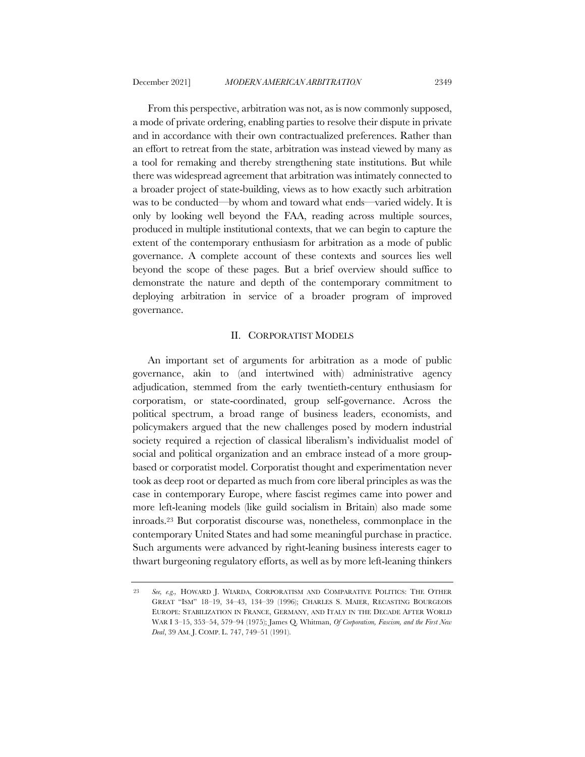From this perspective, arbitration was not, as is now commonly supposed, a mode of private ordering, enabling parties to resolve their dispute in private and in accordance with their own contractualized preferences. Rather than an effort to retreat from the state, arbitration was instead viewed by many as a tool for remaking and thereby strengthening state institutions. But while there was widespread agreement that arbitration was intimately connected to a broader project of state-building, views as to how exactly such arbitration was to be conducted—by whom and toward what ends—varied widely. It is only by looking well beyond the FAA, reading across multiple sources, produced in multiple institutional contexts, that we can begin to capture the extent of the contemporary enthusiasm for arbitration as a mode of public governance. A complete account of these contexts and sources lies well beyond the scope of these pages. But a brief overview should suffice to demonstrate the nature and depth of the contemporary commitment to deploying arbitration in service of a broader program of improved governance.

## II. CORPORATIST MODELS

An important set of arguments for arbitration as a mode of public governance, akin to (and intertwined with) administrative agency adjudication, stemmed from the early twentieth-century enthusiasm for corporatism, or state-coordinated, group self-governance. Across the political spectrum, a broad range of business leaders, economists, and policymakers argued that the new challenges posed by modern industrial society required a rejection of classical liberalism's individualist model of social and political organization and an embrace instead of a more group-based or corporatist model. Corporatist thought and experimentation never took as deep root or departed as much from core liberal principles as was the case in contemporary Europe, where fascist regimes came into power and more left-leaning models (like guild socialism in Britain) also made some inroads.[23] But corporatist discourse was, nonetheless, commonplace in the contemporary United States and had some meaningful purchase in practice. Such arguments were advanced by right-leaning business interests eager to thwart burgeoning regulatory efforts, as well as by more left-leaning thinkers

---

23 *See, e.g.*, HOWARD J. WIARDA, CORPORATISM AND COMPARATIVE POLITICS: THE OTHER GREAT "ISM" 18–19, 34–43, 134–39 (1996); CHARLES S. MAIER, RECASTING BOURGEOIS EUROPE: STABILIZATION IN FRANCE, GERMANY, AND ITALY IN THE DECADE AFTER WORLD WAR I 3–15, 353–54, 579–94 (1975); James Q. Whitman, *Of Corporatism, Fascism, and the First New Deal*, 39 AM. J. COMP. L. 747, 749–51 (1991).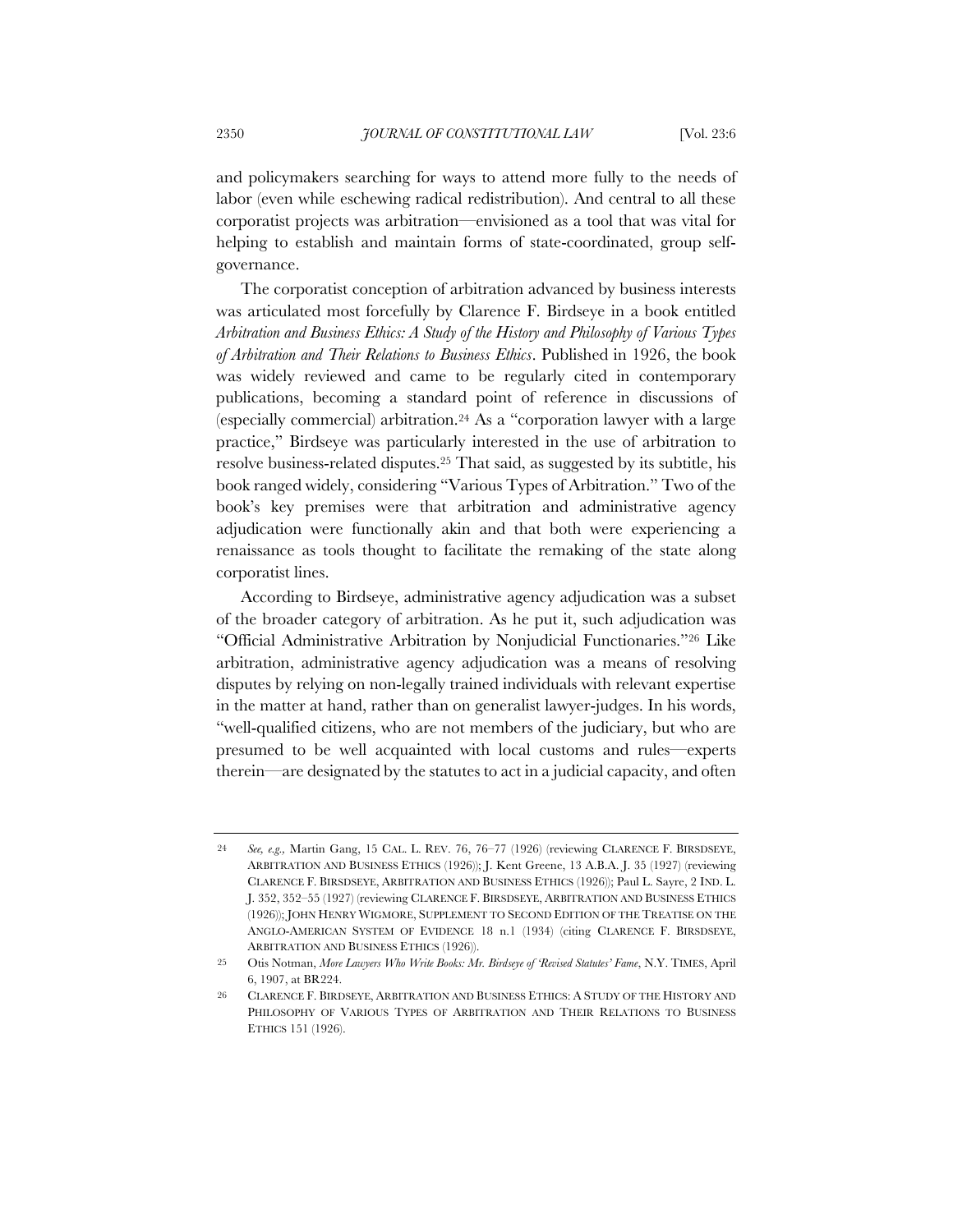and policymakers searching for ways to attend more fully to the needs of labor (even while eschewing radical redistribution). And central to all these corporatist projects was arbitration—envisioned as a tool that was vital for helping to establish and maintain forms of state-coordinated, group self-governance.

The corporatist conception of arbitration advanced by business interests was articulated most forcefully by Clarence F. Birdseye in a book entitled *Arbitration and Business Ethics: A Study of the History and Philosophy of Various Types of Arbitration and Their Relations to Business Ethics*. Published in 1926, the book was widely reviewed and came to be regularly cited in contemporary publications, becoming a standard point of reference in discussions of (especially commercial) arbitration.[24] As a "corporation lawyer with a large practice," Birdseye was particularly interested in the use of arbitration to resolve business-related disputes.[25] That said, as suggested by its subtitle, his book ranged widely, considering "Various Types of Arbitration." Two of the book's key premises were that arbitration and administrative agency adjudication were functionally akin and that both were experiencing a renaissance as tools thought to facilitate the remaking of the state along corporatist lines.

According to Birdseye, administrative agency adjudication was a subset of the broader category of arbitration. As he put it, such adjudication was "Official Administrative Arbitration by Nonjudicial Functionaries."[26] Like arbitration, administrative agency adjudication was a means of resolving disputes by relying on non-legally trained individuals with relevant expertise in the matter at hand, rather than on generalist lawyer-judges. In his words, "well-qualified citizens, who are not members of the judiciary, but who are presumed to be well acquainted with local customs and rules—experts therein—are designated by the statutes to act in a judicial capacity, and often

---

24 *See, e.g.,* Martin Gang, 15 CAL. L. REV. 76, 76–77 (1926) (reviewing CLARENCE F. BIRSDSEYE, ARBITRATION AND BUSINESS ETHICS (1926)); J. Kent Greene, 13 A.B.A. J. 35 (1927) (reviewing CLARENCE F. BIRSDSEYE, ARBITRATION AND BUSINESS ETHICS (1926)); Paul L. Sayre, 2 IND. L. J. 352, 352–55 (1927) (reviewing CLARENCE F. BIRSDSEYE, ARBITRATION AND BUSINESS ETHICS (1926)); JOHN HENRY WIGMORE, SUPPLEMENT TO SECOND EDITION OF THE TREATISE ON THE ANGLO-AMERICAN SYSTEM OF EVIDENCE 18 n.1 (1934) (citing CLARENCE F. BIRSDSEYE, ARBITRATION AND BUSINESS ETHICS (1926)).

25 Otis Notman, *More Lawyers Who Write Books: Mr. Birdseye of 'Revised Statutes' Fame*, N.Y. TIMES, April 6, 1907, at BR224.

26 CLARENCE F. BIRDSEYE, ARBITRATION AND BUSINESS ETHICS: A STUDY OF THE HISTORY AND PHILOSOPHY OF VARIOUS TYPES OF ARBITRATION AND THEIR RELATIONS TO BUSINESS ETHICS 151 (1926).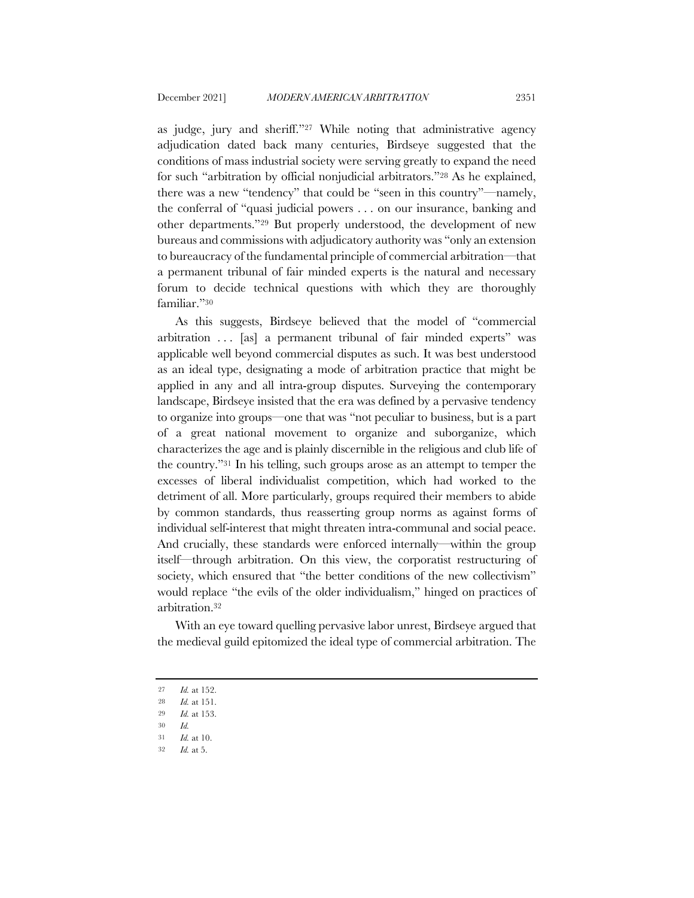as judge, jury and sheriff."[27] While noting that administrative agency adjudication dated back many centuries, Birdseye suggested that the conditions of mass industrial society were serving greatly to expand the need for such "arbitration by official nonjudicial arbitrators."[28] As he explained, there was a new "tendency" that could be "seen in this country"—namely, the conferral of "quasi judicial powers . . . on our insurance, banking and other departments."[29] But properly understood, the development of new bureaus and commissions with adjudicatory authority was "only an extension to bureaucracy of the fundamental principle of commercial arbitration—that a permanent tribunal of fair minded experts is the natural and necessary forum to decide technical questions with which they are thoroughly familiar."[30]

As this suggests, Birdseye believed that the model of "commercial arbitration . . . [as] a permanent tribunal of fair minded experts" was applicable well beyond commercial disputes as such. It was best understood as an ideal type, designating a mode of arbitration practice that might be applied in any and all intra-group disputes. Surveying the contemporary landscape, Birdseye insisted that the era was defined by a pervasive tendency to organize into groups—one that was "not peculiar to business, but is a part of a great national movement to organize and suborganize, which characterizes the age and is plainly discernible in the religious and club life of the country."[31] In his telling, such groups arose as an attempt to temper the excesses of liberal individualist competition, which had worked to the detriment of all. More particularly, groups required their members to abide by common standards, thus reasserting group norms as against forms of individual self-interest that might threaten intra-communal and social peace. And crucially, these standards were enforced internally—within the group itself—through arbitration. On this view, the corporatist restructuring of society, which ensured that "the better conditions of the new collectivism" would replace "the evils of the older individualism," hinged on practices of arbitration.[32]

With an eye toward quelling pervasive labor unrest, Birdseye argued that the medieval guild epitomized the ideal type of commercial arbitration. The

---

27 *Id.* at 152.

28 *Id.* at 151.

29 *Id.* at 153.

30 *Id.*

31 *Id.* at 10.

32 *Id.* at 5.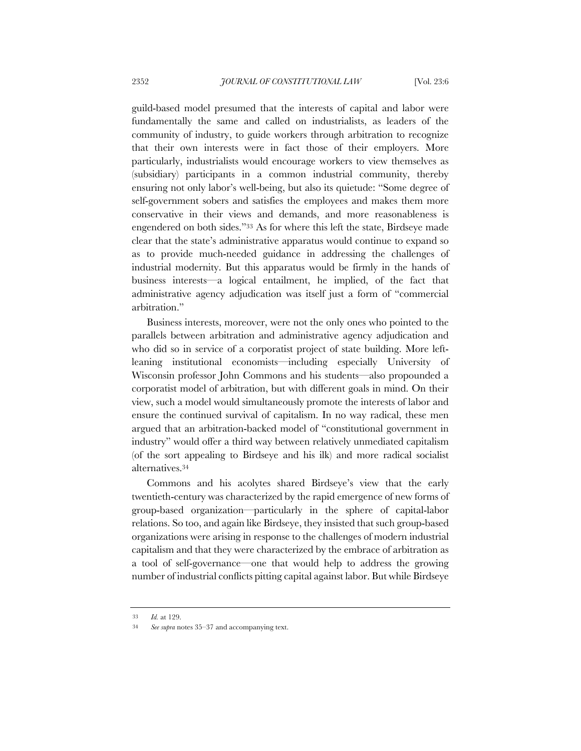guild-based model presumed that the interests of capital and labor were fundamentally the same and called on industrialists, as leaders of the community of industry, to guide workers through arbitration to recognize that their own interests were in fact those of their employers. More particularly, industrialists would encourage workers to view themselves as (subsidiary) participants in a common industrial community, thereby ensuring not only labor's well-being, but also its quietude: "Some degree of self-government sobers and satisfies the employees and makes them more conservative in their views and demands, and more reasonableness is engendered on both sides."[33] As for where this left the state, Birdseye made clear that the state's administrative apparatus would continue to expand so as to provide much-needed guidance in addressing the challenges of industrial modernity. But this apparatus would be firmly in the hands of business interests—a logical entailment, he implied, of the fact that administrative agency adjudication was itself just a form of "commercial arbitration."

Business interests, moreover, were not the only ones who pointed to the parallels between arbitration and administrative agency adjudication and who did so in service of a corporatist project of state building. More left-leaning institutional economists—including especially University of Wisconsin professor John Commons and his students—also propounded a corporatist model of arbitration, but with different goals in mind. On their view, such a model would simultaneously promote the interests of labor and ensure the continued survival of capitalism. In no way radical, these men argued that an arbitration-backed model of "constitutional government in industry" would offer a third way between relatively unmediated capitalism (of the sort appealing to Birdseye and his ilk) and more radical socialist alternatives.[34]

Commons and his acolytes shared Birdseye's view that the early twentieth-century was characterized by the rapid emergence of new forms of group-based organization—particularly in the sphere of capital-labor relations. So too, and again like Birdseye, they insisted that such group-based organizations were arising in response to the challenges of modern industrial capitalism and that they were characterized by the embrace of arbitration as a tool of self-governance—one that would help to address the growing number of industrial conflicts pitting capital against labor. But while Birdseye

---

[33] *Id.* at 129.

[34] *See supra* notes 35–37 and accompanying text.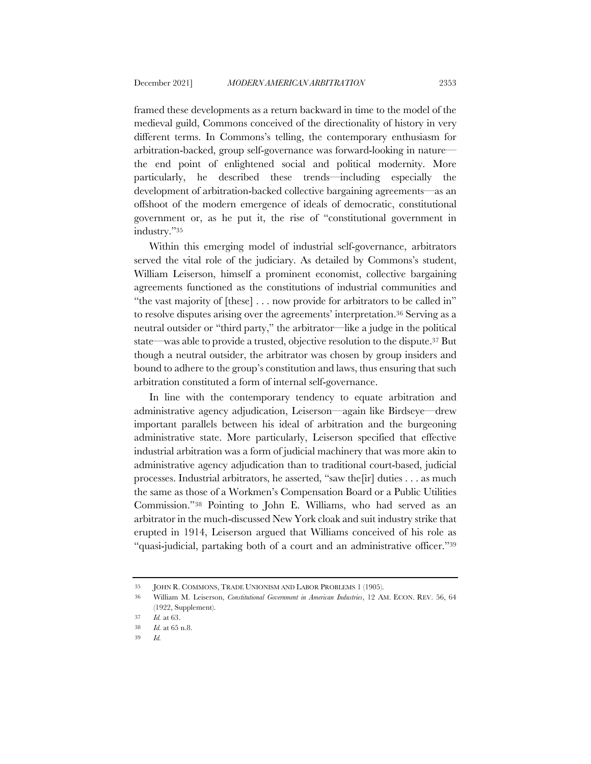framed these developments as a return backward in time to the model of the medieval guild, Commons conceived of the directionality of history in very different terms. In Commons's telling, the contemporary enthusiasm for arbitration-backed, group self-governance was forward-looking in nature—the end point of enlightened social and political modernity. More particularly, he described these trends—including especially the development of arbitration-backed collective bargaining agreements—as an offshoot of the modern emergence of ideals of democratic, constitutional government or, as he put it, the rise of "constitutional government in industry."[35]

Within this emerging model of industrial self-governance, arbitrators served the vital role of the judiciary. As detailed by Commons's student, William Leiserson, himself a prominent economist, collective bargaining agreements functioned as the constitutions of industrial communities and "the vast majority of [these] . . . now provide for arbitrators to be called in" to resolve disputes arising over the agreements' interpretation.[36] Serving as a neutral outsider or "third party," the arbitrator—like a judge in the political state—was able to provide a trusted, objective resolution to the dispute.[37] But though a neutral outsider, the arbitrator was chosen by group insiders and bound to adhere to the group's constitution and laws, thus ensuring that such arbitration constituted a form of internal self-governance.

In line with the contemporary tendency to equate arbitration and administrative agency adjudication, Leiserson—again like Birdseye—drew important parallels between his ideal of arbitration and the burgeoning administrative state. More particularly, Leiserson specified that effective industrial arbitration was a form of judicial machinery that was more akin to administrative agency adjudication than to traditional court-based, judicial processes. Industrial arbitrators, he asserted, "saw the[ir] duties . . . as much the same as those of a Workmen's Compensation Board or a Public Utilities Commission."[38] Pointing to John E. Williams, who had served as an arbitrator in the much-discussed New York cloak and suit industry strike that erupted in 1914, Leiserson argued that Williams conceived of his role as "quasi-judicial, partaking both of a court and an administrative officer."[39]

---

35 JOHN R. COMMONS, TRADE UNIONISM AND LABOR PROBLEMS 1 (1905).

36 William M. Leiserson, *Constitutional Government in American Industries*, 12 AM. ECON. REV. 56, 64 (1922, Supplement).

37 *Id.* at 63.

38 *Id.* at 65 n.8.

39 *Id.*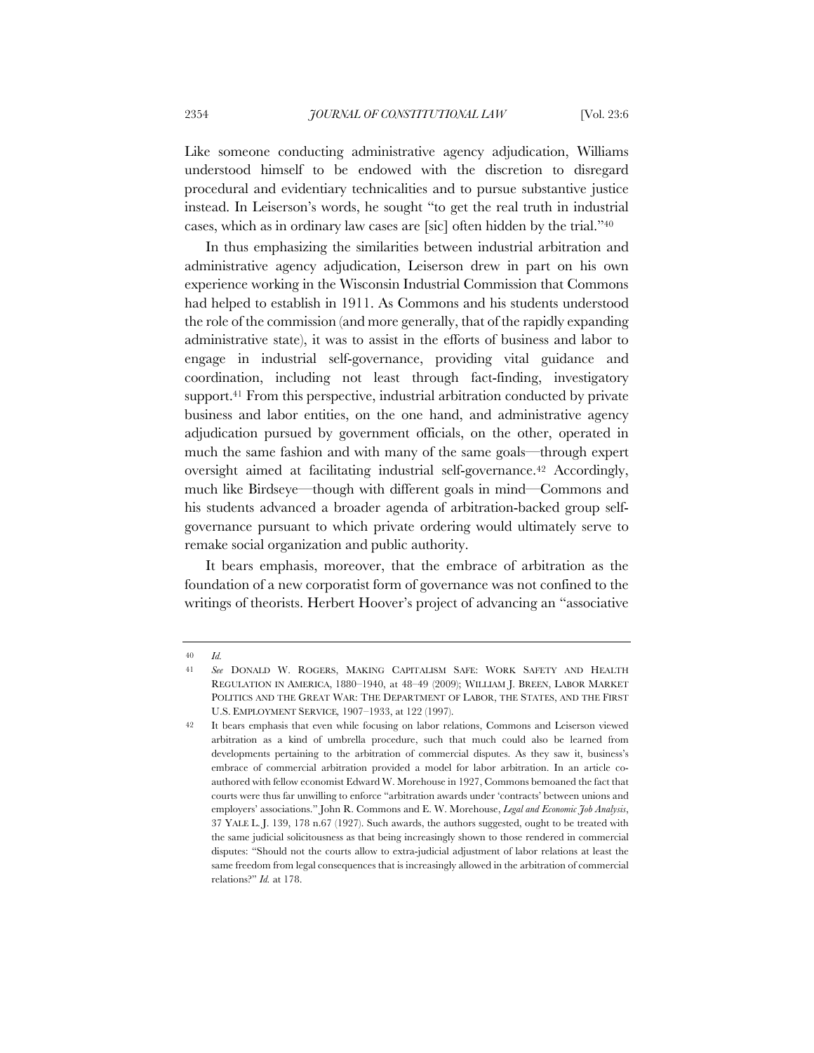Like someone conducting administrative agency adjudication, Williams understood himself to be endowed with the discretion to disregard procedural and evidentiary technicalities and to pursue substantive justice instead. In Leiserson's words, he sought "to get the real truth in industrial cases, which as in ordinary law cases are [sic] often hidden by the trial."[40]

In thus emphasizing the similarities between industrial arbitration and administrative agency adjudication, Leiserson drew in part on his own experience working in the Wisconsin Industrial Commission that Commons had helped to establish in 1911. As Commons and his students understood the role of the commission (and more generally, that of the rapidly expanding administrative state), it was to assist in the efforts of business and labor to engage in industrial self-governance, providing vital guidance and coordination, including not least through fact-finding, investigatory support.[41] From this perspective, industrial arbitration conducted by private business and labor entities, on the one hand, and administrative agency adjudication pursued by government officials, on the other, operated in much the same fashion and with many of the same goals—through expert oversight aimed at facilitating industrial self-governance.[42] Accordingly, much like Birdseye—though with different goals in mind—Commons and his students advanced a broader agenda of arbitration-backed group self-governance pursuant to which private ordering would ultimately serve to remake social organization and public authority.

It bears emphasis, moreover, that the embrace of arbitration as the foundation of a new corporatist form of governance was not confined to the writings of theorists. Herbert Hoover's project of advancing an "associative

---

40 *Id.*

41 *See* DONALD W. ROGERS, MAKING CAPITALISM SAFE: WORK SAFETY AND HEALTH REGULATION IN AMERICA, 1880–1940, at 48–49 (2009); WILLIAM J. BREEN, LABOR MARKET POLITICS AND THE GREAT WAR: THE DEPARTMENT OF LABOR, THE STATES, AND THE FIRST U.S. EMPLOYMENT SERVICE, 1907–1933, at 122 (1997).

42 It bears emphasis that even while focusing on labor relations, Commons and Leiserson viewed arbitration as a kind of umbrella procedure, such that much could also be learned from developments pertaining to the arbitration of commercial disputes. As they saw it, business's embrace of commercial arbitration provided a model for labor arbitration. In an article co-authored with fellow economist Edward W. Morehouse in 1927, Commons bemoaned the fact that courts were thus far unwilling to enforce "arbitration awards under 'contracts' between unions and employers' associations." John R. Commons and E. W. Morehouse, *Legal and Economic Job Analysis*, 37 YALE L. J. 139, 178 n.67 (1927). Such awards, the authors suggested, ought to be treated with the same judicial solicitousness as that being increasingly shown to those rendered in commercial disputes: "Should not the courts allow to extra-judicial adjustment of labor relations at least the same freedom from legal consequences that is increasingly allowed in the arbitration of commercial relations?" *Id.* at 178.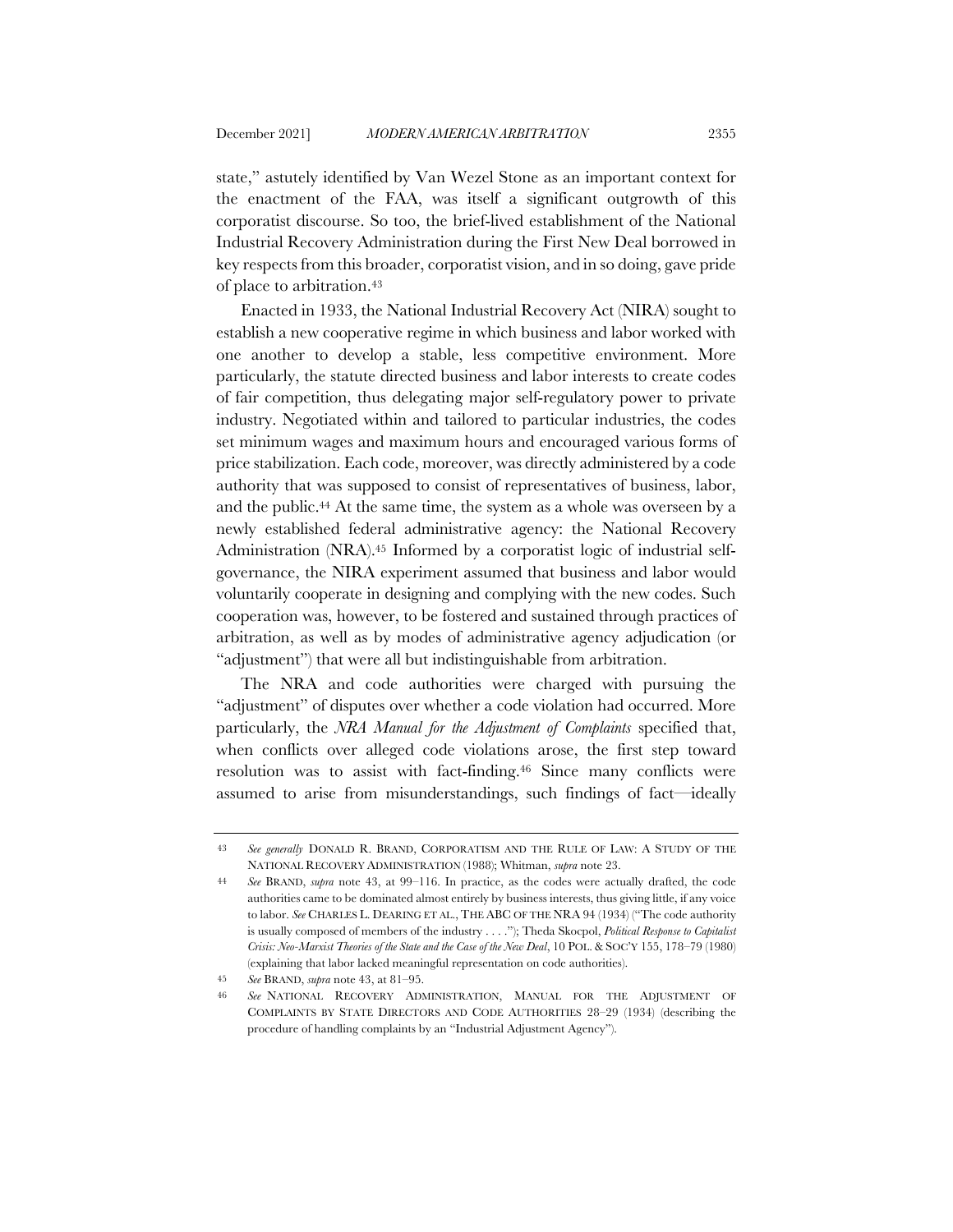state," astutely identified by Van Wezel Stone as an important context for the enactment of the FAA, was itself a significant outgrowth of this corporatist discourse. So too, the brief-lived establishment of the National Industrial Recovery Administration during the First New Deal borrowed in key respects from this broader, corporatist vision, and in so doing, gave pride of place to arbitration.[43]

Enacted in 1933, the National Industrial Recovery Act (NIRA) sought to establish a new cooperative regime in which business and labor worked with one another to develop a stable, less competitive environment. More particularly, the statute directed business and labor interests to create codes of fair competition, thus delegating major self-regulatory power to private industry. Negotiated within and tailored to particular industries, the codes set minimum wages and maximum hours and encouraged various forms of price stabilization. Each code, moreover, was directly administered by a code authority that was supposed to consist of representatives of business, labor, and the public.[44] At the same time, the system as a whole was overseen by a newly established federal administrative agency: the National Recovery Administration (NRA).[45] Informed by a corporatist logic of industrial self-governance, the NIRA experiment assumed that business and labor would voluntarily cooperate in designing and complying with the new codes. Such cooperation was, however, to be fostered and sustained through practices of arbitration, as well as by modes of administrative agency adjudication (or "adjustment") that were all but indistinguishable from arbitration.

The NRA and code authorities were charged with pursuing the "adjustment" of disputes over whether a code violation had occurred. More particularly, the *NRA Manual for the Adjustment of Complaints* specified that, when conflicts over alleged code violations arose, the first step toward resolution was to assist with fact-finding.[46] Since many conflicts were assumed to arise from misunderstandings, such findings of fact—ideally

---

43 *See generally* DONALD R. BRAND, CORPORATISM AND THE RULE OF LAW: A STUDY OF THE NATIONAL RECOVERY ADMINISTRATION (1988); Whitman, *supra* note 23.

44 *See* BRAND, *supra* note 43, at 99–116. In practice, as the codes were actually drafted, the code authorities came to be dominated almost entirely by business interests, thus giving little, if any voice to labor. *See* CHARLES L. DEARING ET AL., THE ABC OF THE NRA 94 (1934) ("The code authority is usually composed of members of the industry . . . ."); Theda Skocpol, *Political Response to Capitalist Crisis: Neo-Marxist Theories of the State and the Case of the New Deal*, 10 POL. & SOC'Y 155, 178–79 (1980) (explaining that labor lacked meaningful representation on code authorities).

45 *See* BRAND, *supra* note 43, at 81–95.

46 *See* NATIONAL RECOVERY ADMINISTRATION, MANUAL FOR THE ADJUSTMENT OF COMPLAINTS BY STATE DIRECTORS AND CODE AUTHORITIES 28–29 (1934) (describing the procedure of handling complaints by an "Industrial Adjustment Agency").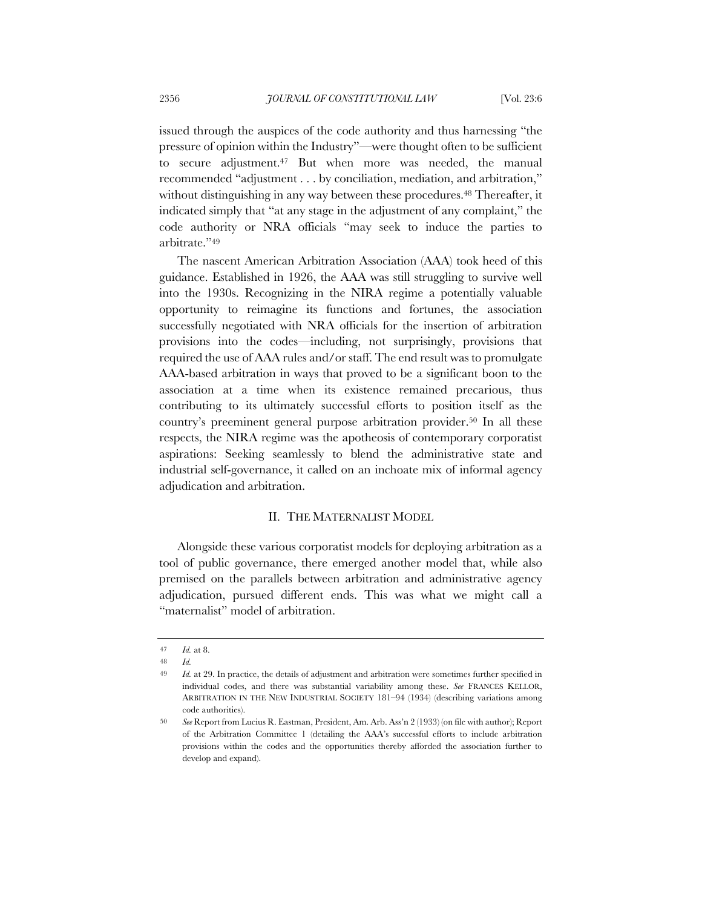issued through the auspices of the code authority and thus harnessing "the pressure of opinion within the Industry"—were thought often to be sufficient to secure adjustment.[47] But when more was needed, the manual recommended "adjustment . . . by conciliation, mediation, and arbitration," without distinguishing in any way between these procedures.[48] Thereafter, it indicated simply that "at any stage in the adjustment of any complaint," the code authority or NRA officials "may seek to induce the parties to arbitrate."[49]

The nascent American Arbitration Association (AAA) took heed of this guidance. Established in 1926, the AAA was still struggling to survive well into the 1930s. Recognizing in the NIRA regime a potentially valuable opportunity to reimagine its functions and fortunes, the association successfully negotiated with NRA officials for the insertion of arbitration provisions into the codes—including, not surprisingly, provisions that required the use of AAA rules and/or staff. The end result was to promulgate AAA-based arbitration in ways that proved to be a significant boon to the association at a time when its existence remained precarious, thus contributing to its ultimately successful efforts to position itself as the country's preeminent general purpose arbitration provider.[50] In all these respects, the NIRA regime was the apotheosis of contemporary corporatist aspirations: Seeking seamlessly to blend the administrative state and industrial self-governance, it called on an inchoate mix of informal agency adjudication and arbitration.

## II. THE MATERNALIST MODEL

Alongside these various corporatist models for deploying arbitration as a tool of public governance, there emerged another model that, while also premised on the parallels between arbitration and administrative agency adjudication, pursued different ends. This was what we might call a "maternalist" model of arbitration.

---

47 *Id.* at 8.

48 *Id.*

49 *Id.* at 29. In practice, the details of adjustment and arbitration were sometimes further specified in individual codes, and there was substantial variability among these. *See* FRANCES KELLOR, ARBITRATION IN THE NEW INDUSTRIAL SOCIETY 181–94 (1934) (describing variations among code authorities).

50 *See* Report from Lucius R. Eastman, President, Am. Arb. Ass'n 2 (1933) (on file with author); Report of the Arbitration Committee 1 (detailing the AAA's successful efforts to include arbitration provisions within the codes and the opportunities thereby afforded the association further to develop and expand).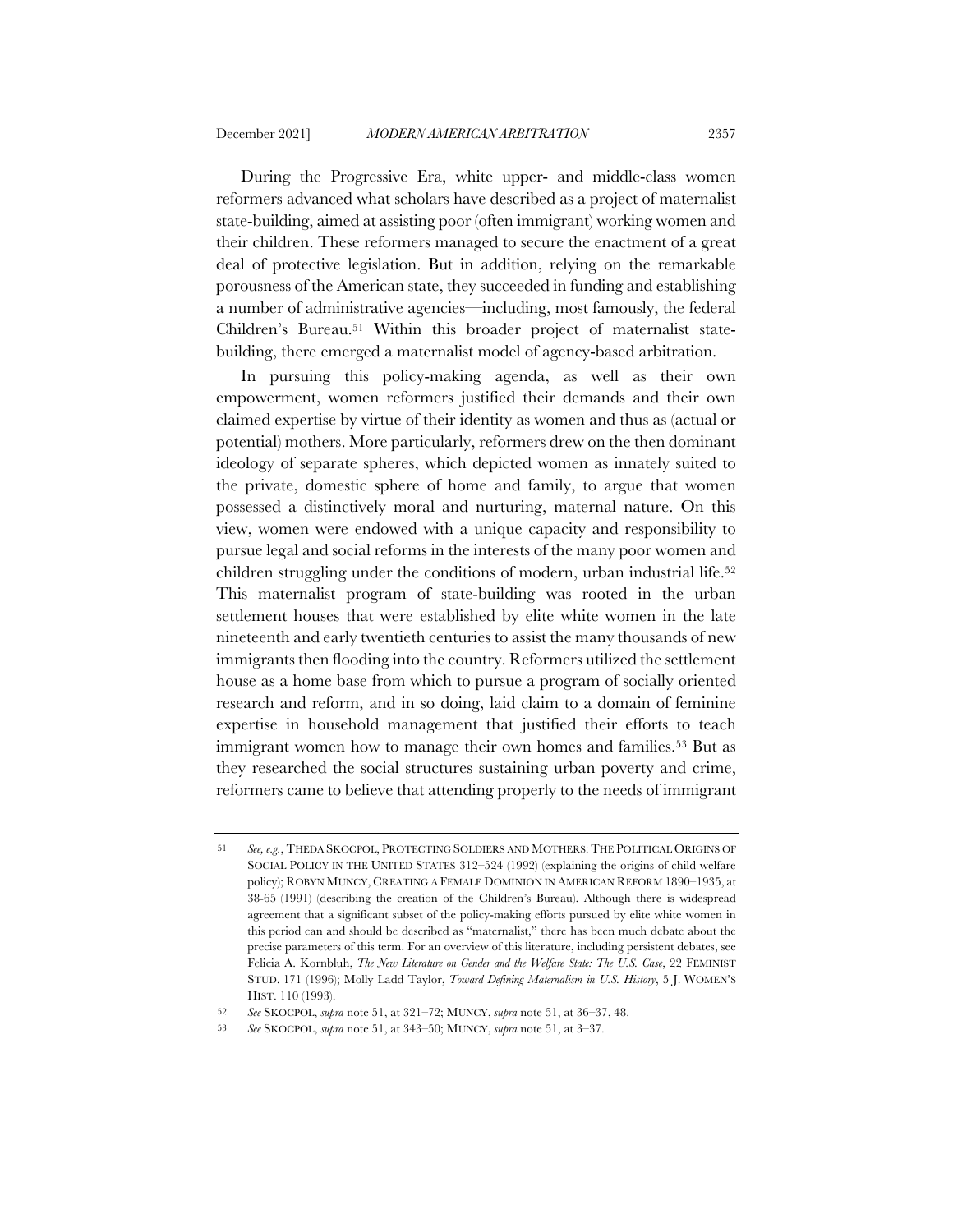During the Progressive Era, white upper- and middle-class women reformers advanced what scholars have described as a project of maternalist state-building, aimed at assisting poor (often immigrant) working women and their children. These reformers managed to secure the enactment of a great deal of protective legislation. But in addition, relying on the remarkable porousness of the American state, they succeeded in funding and establishing a number of administrative agencies—including, most famously, the federal Children's Bureau.[51] Within this broader project of maternalist state-building, there emerged a maternalist model of agency-based arbitration.

In pursuing this policy-making agenda, as well as their own empowerment, women reformers justified their demands and their own claimed expertise by virtue of their identity as women and thus as (actual or potential) mothers. More particularly, reformers drew on the then dominant ideology of separate spheres, which depicted women as innately suited to the private, domestic sphere of home and family, to argue that women possessed a distinctively moral and nurturing, maternal nature. On this view, women were endowed with a unique capacity and responsibility to pursue legal and social reforms in the interests of the many poor women and children struggling under the conditions of modern, urban industrial life.[52] This maternalist program of state-building was rooted in the urban settlement houses that were established by elite white women in the late nineteenth and early twentieth centuries to assist the many thousands of new immigrants then flooding into the country. Reformers utilized the settlement house as a home base from which to pursue a program of socially oriented research and reform, and in so doing, laid claim to a domain of feminine expertise in household management that justified their efforts to teach immigrant women how to manage their own homes and families.[53] But as they researched the social structures sustaining urban poverty and crime, reformers came to believe that attending properly to the needs of immigrant

---

51 *See, e.g.*, THEDA SKOCPOL, PROTECTING SOLDIERS AND MOTHERS: THE POLITICAL ORIGINS OF SOCIAL POLICY IN THE UNITED STATES 312–524 (1992) (explaining the origins of child welfare policy); ROBYN MUNCY, CREATING A FEMALE DOMINION IN AMERICAN REFORM 1890–1935, at 38-65 (1991) (describing the creation of the Children's Bureau). Although there is widespread agreement that a significant subset of the policy-making efforts pursued by elite white women in this period can and should be described as "maternalist," there has been much debate about the precise parameters of this term. For an overview of this literature, including persistent debates, see Felicia A. Kornbluh, *The New Literature on Gender and the Welfare State: The U.S. Case*, 22 FEMINIST STUD. 171 (1996); Molly Ladd Taylor, *Toward Defining Maternalism in U.S. History*, 5 J. WOMEN'S HIST. 110 (1993).

52 *See* SKOCPOL, *supra* note 51, at 321–72; MUNCY, *supra* note 51, at 36–37, 48.

53 *See* SKOCPOL, *supra* note 51, at 343–50; MUNCY, *supra* note 51, at 3–37.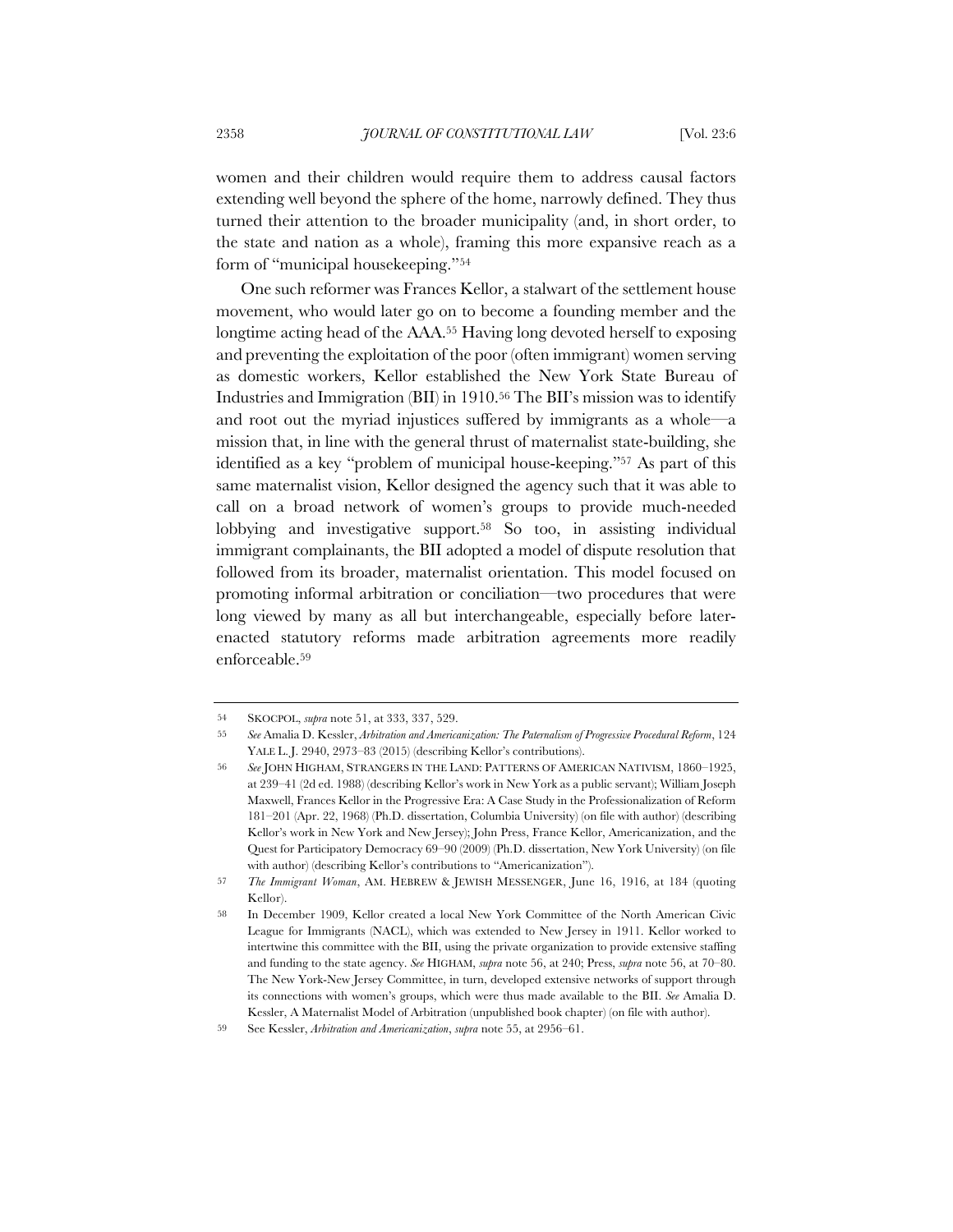women and their children would require them to address causal factors extending well beyond the sphere of the home, narrowly defined. They thus turned their attention to the broader municipality (and, in short order, to the state and nation as a whole), framing this more expansive reach as a form of "municipal housekeeping."[54]

One such reformer was Frances Kellor, a stalwart of the settlement house movement, who would later go on to become a founding member and the longtime acting head of the AAA.[55] Having long devoted herself to exposing and preventing the exploitation of the poor (often immigrant) women serving as domestic workers, Kellor established the New York State Bureau of Industries and Immigration (BII) in 1910.[56] The BII's mission was to identify and root out the myriad injustices suffered by immigrants as a whole—a mission that, in line with the general thrust of maternalist state-building, she identified as a key "problem of municipal house-keeping."[57] As part of this same maternalist vision, Kellor designed the agency such that it was able to call on a broad network of women's groups to provide much-needed lobbying and investigative support.[58] So too, in assisting individual immigrant complainants, the BII adopted a model of dispute resolution that followed from its broader, maternalist orientation. This model focused on promoting informal arbitration or conciliation—two procedures that were long viewed by many as all but interchangeable, especially before later-enacted statutory reforms made arbitration agreements more readily enforceable.[59]

---

54 SKOCPOL, *supra* note 51, at 333, 337, 529.

55 *See* Amalia D. Kessler, *Arbitration and Americanization: The Paternalism of Progressive Procedural Reform*, 124 YALE L. J. 2940, 2973–83 (2015) (describing Kellor's contributions).

56 *See* JOHN HIGHAM, STRANGERS IN THE LAND: PATTERNS OF AMERICAN NATIVISM, 1860–1925, at 239–41 (2d ed. 1988) (describing Kellor's work in New York as a public servant); William Joseph Maxwell, Frances Kellor in the Progressive Era: A Case Study in the Professionalization of Reform 181–201 (Apr. 22, 1968) (Ph.D. dissertation, Columbia University) (on file with author) (describing Kellor's work in New York and New Jersey); John Press, France Kellor, Americanization, and the Quest for Participatory Democracy 69–90 (2009) (Ph.D. dissertation, New York University) (on file with author) (describing Kellor's contributions to "Americanization").

57 *The Immigrant Woman*, AM. HEBREW & JEWISH MESSENGER, June 16, 1916, at 184 (quoting Kellor).

58 In December 1909, Kellor created a local New York Committee of the North American Civic League for Immigrants (NACL), which was extended to New Jersey in 1911. Kellor worked to intertwine this committee with the BII, using the private organization to provide extensive staffing and funding to the state agency. *See* HIGHAM, *supra* note 56, at 240; Press, *supra* note 56, at 70–80. The New York-New Jersey Committee, in turn, developed extensive networks of support through its connections with women's groups, which were thus made available to the BII. *See* Amalia D. Kessler, A Maternalist Model of Arbitration (unpublished book chapter) (on file with author).

59 See Kessler, *Arbitration and Americanization*, *supra* note 55, at 2956–61.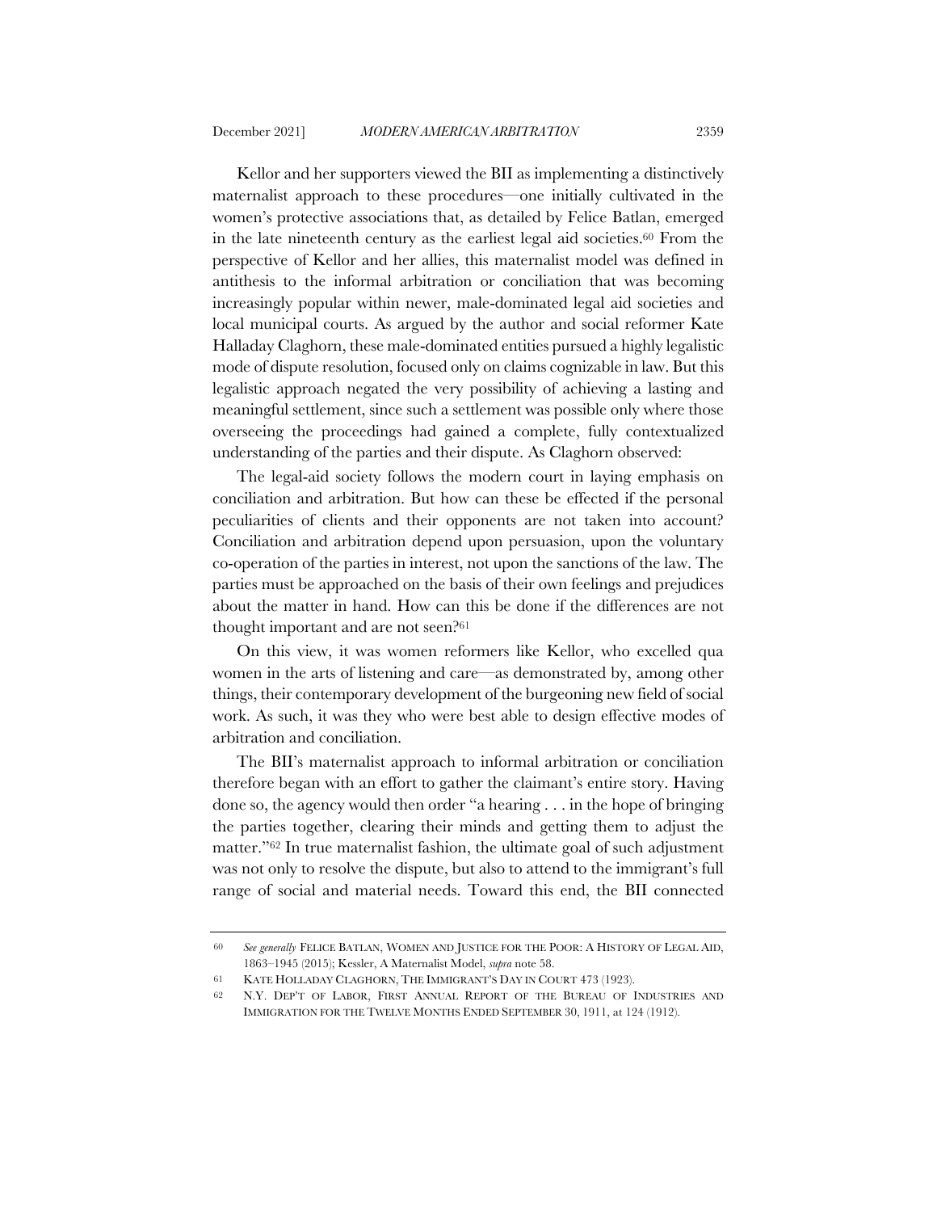Kellor and her supporters viewed the BII as implementing a distinctively maternalist approach to these procedures—one initially cultivated in the women's protective associations that, as detailed by Felice Batlan, emerged in the late nineteenth century as the earliest legal aid societies.[60] From the perspective of Kellor and her allies, this maternalist model was defined in antithesis to the informal arbitration or conciliation that was becoming increasingly popular within newer, male-dominated legal aid societies and local municipal courts. As argued by the author and social reformer Kate Halladay Claghorn, these male-dominated entities pursued a highly legalistic mode of dispute resolution, focused only on claims cognizable in law. But this legalistic approach negated the very possibility of achieving a lasting and meaningful settlement, since such a settlement was possible only where those overseeing the proceedings had gained a complete, fully contextualized understanding of the parties and their dispute. As Claghorn observed:

> The legal-aid society follows the modern court in laying emphasis on conciliation and arbitration. But how can these be effected if the personal peculiarities of clients and their opponents are not taken into account? Conciliation and arbitration depend upon persuasion, upon the voluntary co-operation of the parties in interest, not upon the sanctions of the law. The parties must be approached on the basis of their own feelings and prejudices about the matter in hand. How can this be done if the differences are not thought important and are not seen?[61]

On this view, it was women reformers like Kellor, who excelled qua women in the arts of listening and care—as demonstrated by, among other things, their contemporary development of the burgeoning new field of social work. As such, it was they who were best able to design effective modes of arbitration and conciliation.

The BII's maternalist approach to informal arbitration or conciliation therefore began with an effort to gather the claimant's entire story. Having done so, the agency would then order "a hearing . . . in the hope of bringing the parties together, clearing their minds and getting them to adjust the matter."[62] In true maternalist fashion, the ultimate goal of such adjustment was not only to resolve the dispute, but also to attend to the immigrant's full range of social and material needs. Toward this end, the BII connected

---

60 *See generally* FELICE BATLAN, WOMEN AND JUSTICE FOR THE POOR: A HISTORY OF LEGAL AID, 1863–1945 (2015); Kessler, A Maternalist Model, *supra* note 58.

61 KATE HOLLADAY CLAGHORN, THE IMMIGRANT'S DAY IN COURT 473 (1923).

62 N.Y. DEP'T OF LABOR, FIRST ANNUAL REPORT OF THE BUREAU OF INDUSTRIES AND IMMIGRATION FOR THE TWELVE MONTHS ENDED SEPTEMBER 30, 1911, at 124 (1912).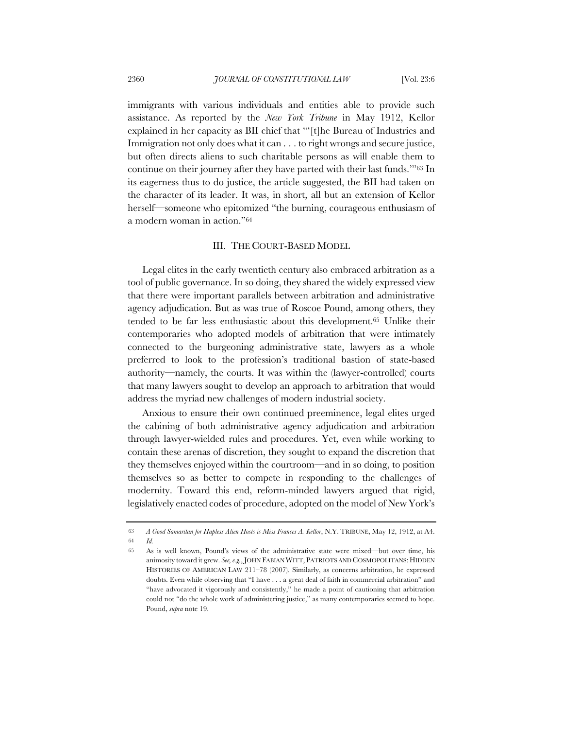immigrants with various individuals and entities able to provide such assistance. As reported by the *New York Tribune* in May 1912, Kellor explained in her capacity as BII chief that "'[t]he Bureau of Industries and Immigration not only does what it can . . . to right wrongs and secure justice, but often directs aliens to such charitable persons as will enable them to continue on their journey after they have parted with their last funds.'"[63] In its eagerness thus to do justice, the article suggested, the BII had taken on the character of its leader. It was, in short, all but an extension of Kellor herself—someone who epitomized "the burning, courageous enthusiasm of a modern woman in action."[64]

## III. THE COURT-BASED MODEL

Legal elites in the early twentieth century also embraced arbitration as a tool of public governance. In so doing, they shared the widely expressed view that there were important parallels between arbitration and administrative agency adjudication. But as was true of Roscoe Pound, among others, they tended to be far less enthusiastic about this development.[65] Unlike their contemporaries who adopted models of arbitration that were intimately connected to the burgeoning administrative state, lawyers as a whole preferred to look to the profession's traditional bastion of state-based authority—namely, the courts. It was within the (lawyer-controlled) courts that many lawyers sought to develop an approach to arbitration that would address the myriad new challenges of modern industrial society.

Anxious to ensure their own continued preeminence, legal elites urged the cabining of both administrative agency adjudication and arbitration through lawyer-wielded rules and procedures. Yet, even while working to contain these arenas of discretion, they sought to expand the discretion that they themselves enjoyed within the courtroom—and in so doing, to position themselves so as better to compete in responding to the challenges of modernity. Toward this end, reform-minded lawyers argued that rigid, legislatively enacted codes of procedure, adopted on the model of New York's

---

63 *A Good Samaritan for Hapless Alien Hosts is Miss Frances A. Kellor*, N.Y. TRIBUNE, May 12, 1912, at A4.

64 *Id.*

65 As is well known, Pound's views of the administrative state were mixed—but over time, his animosity toward it grew. *See, e.g.*, JOHN FABIAN WITT, PATRIOTS AND COSMOPOLITANS: HIDDEN HISTORIES OF AMERICAN LAW 211–78 (2007). Similarly, as concerns arbitration, he expressed doubts. Even while observing that "I have . . . a great deal of faith in commercial arbitration" and "have advocated it vigorously and consistently," he made a point of cautioning that arbitration could not "do the whole work of administering justice," as many contemporaries seemed to hope. Pound, *supra* note 19.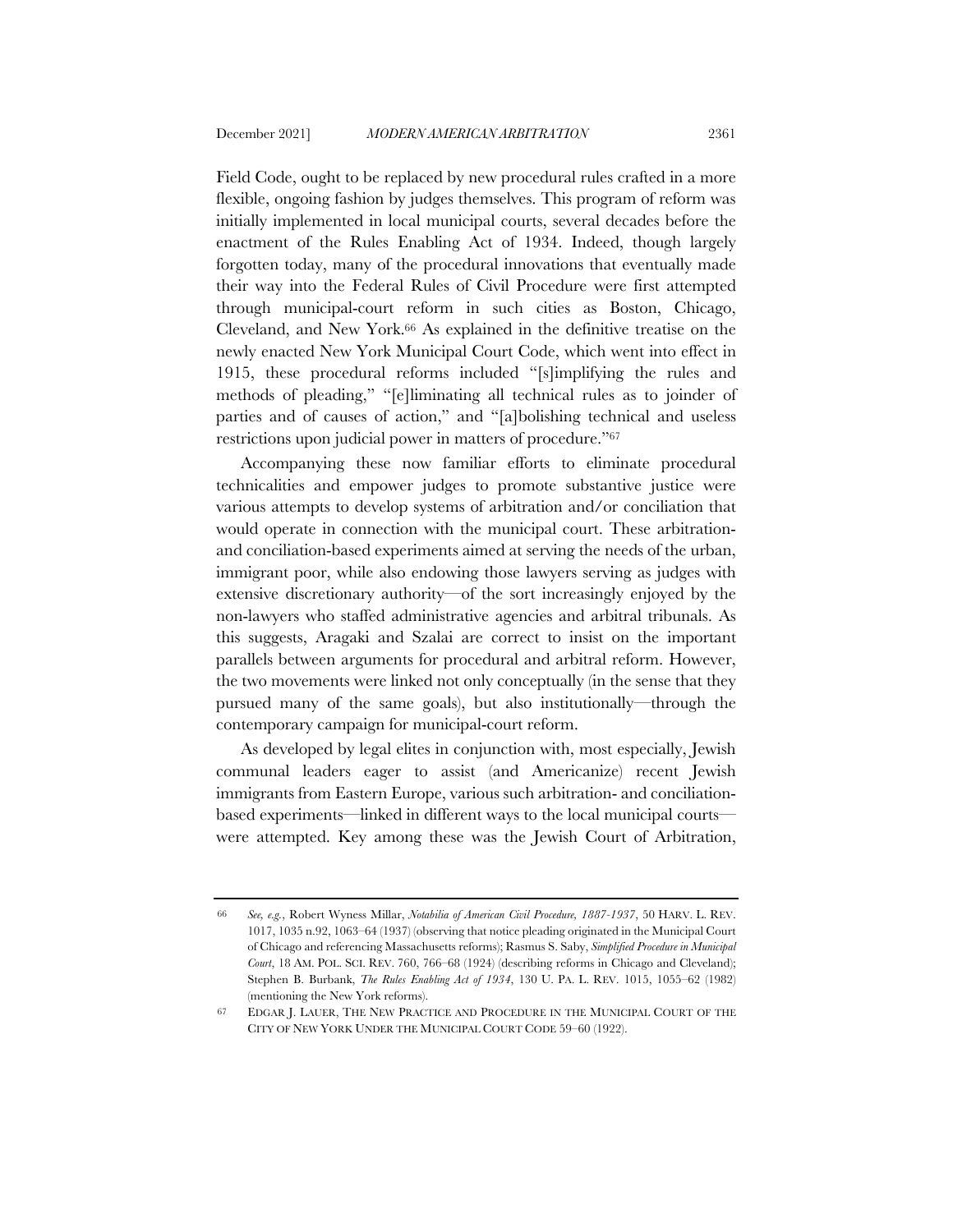Field Code, ought to be replaced by new procedural rules crafted in a more flexible, ongoing fashion by judges themselves. This program of reform was initially implemented in local municipal courts, several decades before the enactment of the Rules Enabling Act of 1934. Indeed, though largely forgotten today, many of the procedural innovations that eventually made their way into the Federal Rules of Civil Procedure were first attempted through municipal-court reform in such cities as Boston, Chicago, Cleveland, and New York.[66] As explained in the definitive treatise on the newly enacted New York Municipal Court Code, which went into effect in 1915, these procedural reforms included "[s]implifying the rules and methods of pleading," "[e]liminating all technical rules as to joinder of parties and of causes of action," and "[a]bolishing technical and useless restrictions upon judicial power in matters of procedure."[67]

Accompanying these now familiar efforts to eliminate procedural technicalities and empower judges to promote substantive justice were various attempts to develop systems of arbitration and/or conciliation that would operate in connection with the municipal court. These arbitration- and conciliation-based experiments aimed at serving the needs of the urban, immigrant poor, while also endowing those lawyers serving as judges with extensive discretionary authority—of the sort increasingly enjoyed by the non-lawyers who staffed administrative agencies and arbitral tribunals. As this suggests, Aragaki and Szalai are correct to insist on the important parallels between arguments for procedural and arbitral reform. However, the two movements were linked not only conceptually (in the sense that they pursued many of the same goals), but also institutionally—through the contemporary campaign for municipal-court reform.

As developed by legal elites in conjunction with, most especially, Jewish communal leaders eager to assist (and Americanize) recent Jewish immigrants from Eastern Europe, various such arbitration- and conciliation-based experiments—linked in different ways to the local municipal courts—were attempted. Key among these was the Jewish Court of Arbitration,

---

[66] *See, e.g.*, Robert Wyness Millar, *Notabilia of American Civil Procedure, 1887-1937*, 50 HARV. L. REV. 1017, 1035 n.92, 1063–64 (1937) (observing that notice pleading originated in the Municipal Court of Chicago and referencing Massachusetts reforms); Rasmus S. Saby, *Simplified Procedure in Municipal Court*, 18 AM. POL. SCI. REV. 760, 766–68 (1924) (describing reforms in Chicago and Cleveland); Stephen B. Burbank, *The Rules Enabling Act of 1934*, 130 U. PA. L. REV. 1015, 1055–62 (1982) (mentioning the New York reforms).

[67] EDGAR J. LAUER, THE NEW PRACTICE AND PROCEDURE IN THE MUNICIPAL COURT OF THE CITY OF NEW YORK UNDER THE MUNICIPAL COURT CODE 59–60 (1922).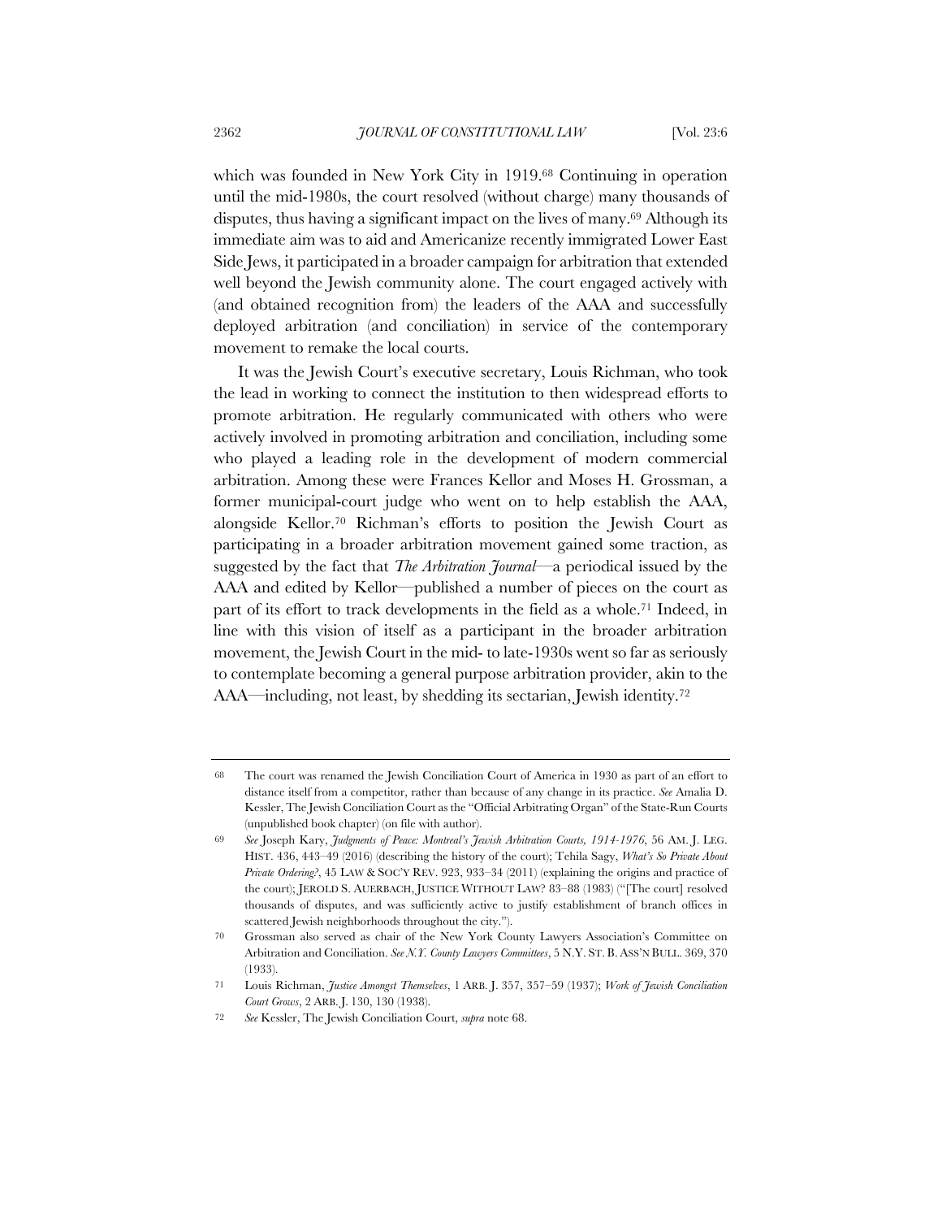which was founded in New York City in 1919.[68] Continuing in operation until the mid-1980s, the court resolved (without charge) many thousands of disputes, thus having a significant impact on the lives of many.[69] Although its immediate aim was to aid and Americanize recently immigrated Lower East Side Jews, it participated in a broader campaign for arbitration that extended well beyond the Jewish community alone. The court engaged actively with (and obtained recognition from) the leaders of the AAA and successfully deployed arbitration (and conciliation) in service of the contemporary movement to remake the local courts.

It was the Jewish Court's executive secretary, Louis Richman, who took the lead in working to connect the institution to then widespread efforts to promote arbitration. He regularly communicated with others who were actively involved in promoting arbitration and conciliation, including some who played a leading role in the development of modern commercial arbitration. Among these were Frances Kellor and Moses H. Grossman, a former municipal-court judge who went on to help establish the AAA, alongside Kellor.[70] Richman's efforts to position the Jewish Court as participating in a broader arbitration movement gained some traction, as suggested by the fact that *The Arbitration Journal*—a periodical issued by the AAA and edited by Kellor—published a number of pieces on the court as part of its effort to track developments in the field as a whole.[71] Indeed, in line with this vision of itself as a participant in the broader arbitration movement, the Jewish Court in the mid- to late-1930s went so far as seriously to contemplate becoming a general purpose arbitration provider, akin to the AAA—including, not least, by shedding its sectarian, Jewish identity.[72]

---

68 The court was renamed the Jewish Conciliation Court of America in 1930 as part of an effort to distance itself from a competitor, rather than because of any change in its practice. *See* Amalia D. Kessler, The Jewish Conciliation Court as the "Official Arbitrating Organ" of the State-Run Courts (unpublished book chapter) (on file with author).

69 *See* Joseph Kary, *Judgments of Peace: Montreal's Jewish Arbitration Courts, 1914-1976*, 56 AM. J. LEG. HIST. 436, 443–49 (2016) (describing the history of the court); Tehila Sagy, *What's So Private About Private Ordering?*, 45 LAW & SOC'Y REV. 923, 933–34 (2011) (explaining the origins and practice of the court); JEROLD S. AUERBACH, JUSTICE WITHOUT LAW? 83–88 (1983) ("[The court] resolved thousands of disputes, and was sufficiently active to justify establishment of branch offices in scattered Jewish neighborhoods throughout the city.").

70 Grossman also served as chair of the New York County Lawyers Association's Committee on Arbitration and Conciliation. *See N.Y. County Lawyers Committees*, 5 N.Y. ST. B. ASS'N BULL. 369, 370 (1933).

71 Louis Richman, *Justice Amongst Themselves*, 1 ARB. J. 357, 357–59 (1937); *Work of Jewish Conciliation Court Grows*, 2 ARB. J. 130, 130 (1938).

72 *See* Kessler, The Jewish Conciliation Court, *supra* note 68.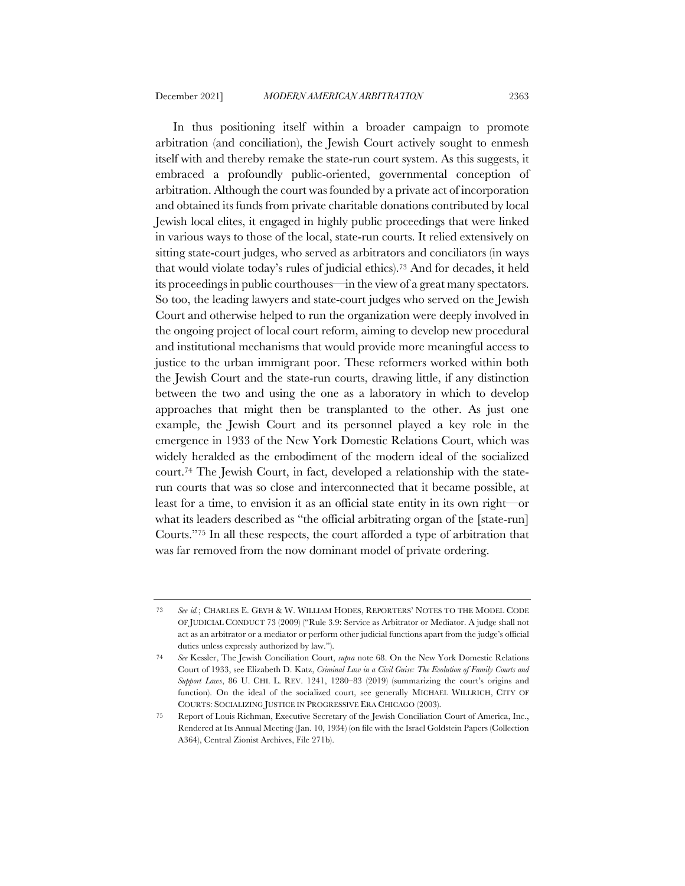In thus positioning itself within a broader campaign to promote arbitration (and conciliation), the Jewish Court actively sought to enmesh itself with and thereby remake the state-run court system. As this suggests, it embraced a profoundly public-oriented, governmental conception of arbitration. Although the court was founded by a private act of incorporation and obtained its funds from private charitable donations contributed by local Jewish local elites, it engaged in highly public proceedings that were linked in various ways to those of the local, state-run courts. It relied extensively on sitting state-court judges, who served as arbitrators and conciliators (in ways that would violate today's rules of judicial ethics).[73] And for decades, it held its proceedings in public courthouses—in the view of a great many spectators. So too, the leading lawyers and state-court judges who served on the Jewish Court and otherwise helped to run the organization were deeply involved in the ongoing project of local court reform, aiming to develop new procedural and institutional mechanisms that would provide more meaningful access to justice to the urban immigrant poor. These reformers worked within both the Jewish Court and the state-run courts, drawing little, if any distinction between the two and using the one as a laboratory in which to develop approaches that might then be transplanted to the other. As just one example, the Jewish Court and its personnel played a key role in the emergence in 1933 of the New York Domestic Relations Court, which was widely heralded as the embodiment of the modern ideal of the socialized court.[74] The Jewish Court, in fact, developed a relationship with the state-run courts that was so close and interconnected that it became possible, at least for a time, to envision it as an official state entity in its own right—or what its leaders described as "the official arbitrating organ of the [state-run] Courts."[75] In all these respects, the court afforded a type of arbitration that was far removed from the now dominant model of private ordering.

---

73 *See id.*; CHARLES E. GEYH & W. WILLIAM HODES, REPORTERS' NOTES TO THE MODEL CODE OF JUDICIAL CONDUCT 73 (2009) ("Rule 3.9: Service as Arbitrator or Mediator. A judge shall not act as an arbitrator or a mediator or perform other judicial functions apart from the judge's official duties unless expressly authorized by law.").

74 *See* Kessler, The Jewish Conciliation Court, *supra* note 68. On the New York Domestic Relations Court of 1933, see Elizabeth D. Katz, *Criminal Law in a Civil Guise: The Evolution of Family Courts and Support Laws*, 86 U. CHI. L. REV. 1241, 1280–83 (2019) (summarizing the court's origins and function). On the ideal of the socialized court, see generally MICHAEL WILLRICH, CITY OF COURTS: SOCIALIZING JUSTICE IN PROGRESSIVE ERA CHICAGO (2003).

75 Report of Louis Richman, Executive Secretary of the Jewish Conciliation Court of America, Inc., Rendered at Its Annual Meeting (Jan. 10, 1934) (on file with the Israel Goldstein Papers (Collection A364), Central Zionist Archives, File 271b).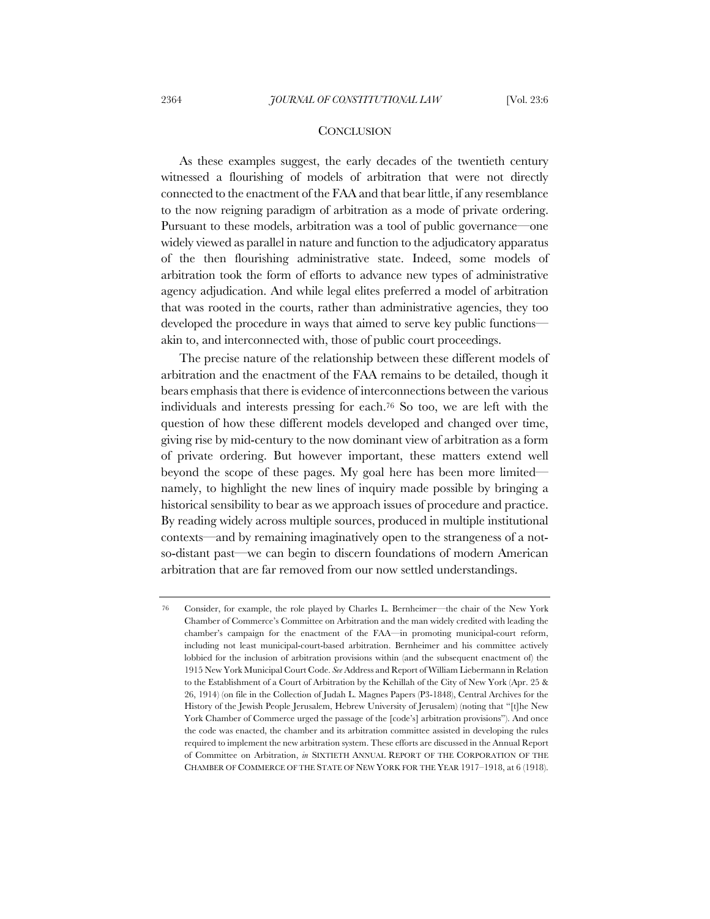## CONCLUSION

As these examples suggest, the early decades of the twentieth century witnessed a flourishing of models of arbitration that were not directly connected to the enactment of the FAA and that bear little, if any resemblance to the now reigning paradigm of arbitration as a mode of private ordering. Pursuant to these models, arbitration was a tool of public governance—one widely viewed as parallel in nature and function to the adjudicatory apparatus of the then flourishing administrative state. Indeed, some models of arbitration took the form of efforts to advance new types of administrative agency adjudication. And while legal elites preferred a model of arbitration that was rooted in the courts, rather than administrative agencies, they too developed the procedure in ways that aimed to serve key public functions—akin to, and interconnected with, those of public court proceedings.

The precise nature of the relationship between these different models of arbitration and the enactment of the FAA remains to be detailed, though it bears emphasis that there is evidence of interconnections between the various individuals and interests pressing for each.[76] So too, we are left with the question of how these different models developed and changed over time, giving rise by mid-century to the now dominant view of arbitration as a form of private ordering. But however important, these matters extend well beyond the scope of these pages. My goal here has been more limited—namely, to highlight the new lines of inquiry made possible by bringing a historical sensibility to bear as we approach issues of procedure and practice. By reading widely across multiple sources, produced in multiple institutional contexts—and by remaining imaginatively open to the strangeness of a not-so-distant past—we can begin to discern foundations of modern American arbitration that are far removed from our now settled understandings.

---

76 Consider, for example, the role played by Charles L. Bernheimer—the chair of the New York Chamber of Commerce's Committee on Arbitration and the man widely credited with leading the chamber's campaign for the enactment of the FAA—in promoting municipal-court reform, including not least municipal-court-based arbitration. Bernheimer and his committee actively lobbied for the inclusion of arbitration provisions within (and the subsequent enactment of) the 1915 New York Municipal Court Code. *See* Address and Report of William Liebermann in Relation to the Establishment of a Court of Arbitration by the Kehillah of the City of New York (Apr. 25 & 26, 1914) (on file in the Collection of Judah L. Magnes Papers (P3-1848), Central Archives for the History of the Jewish People Jerusalem, Hebrew University of Jerusalem) (noting that "[t]he New York Chamber of Commerce urged the passage of the [code's] arbitration provisions"). And once the code was enacted, the chamber and its arbitration committee assisted in developing the rules required to implement the new arbitration system. These efforts are discussed in the Annual Report of Committee on Arbitration, *in* SIXTIETH ANNUAL REPORT OF THE CORPORATION OF THE CHAMBER OF COMMERCE OF THE STATE OF NEW YORK FOR THE YEAR 1917–1918, at 6 (1918).